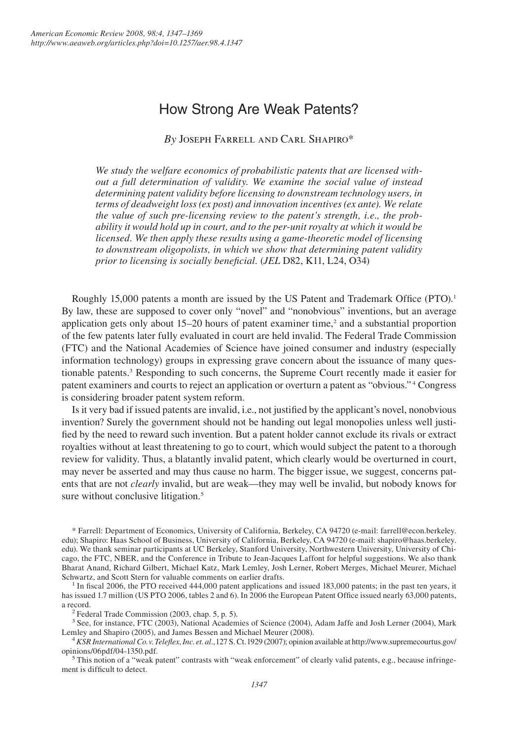# How Strong Are Weak Patents?

*By* Joseph Farrell and Carl Shapiro*

*We study the welfare economics of probabilistic patents that are licensed without a full determination of validity. We examine the social value of instead determining patent validity before licensing to downstream technology users, in terms of deadweight loss (ex post) and innovation incentives (ex ante). We relate the value of such pre-licensing review to the patent's strength, i.e., the probability it would hold up in court, and to the per-unit royalty at which it would be licensed. We then apply these results using a game-theoretic model of licensing to downstream oligopolists, in which we show that determining patent validity prior to licensing is socially beneficial.* (*JEL* D82, K11, L24, O34)

Roughly 15,000 patents a month are issued by the US Patent and Trademark Office (PTO).[1] By law, these are supposed to cover only "novel" and "nonobvious" inventions, but an average application gets only about 15–20 hours of patent examiner time,[2] and a substantial proportion of the few patents later fully evaluated in court are held invalid. The Federal Trade Commission (FTC) and the National Academies of Science have joined consumer and industry (especially information technology) groups in expressing grave concern about the issuance of many questionable patents.[3] Responding to such concerns, the Supreme Court recently made it easier for patent examiners and courts to reject an application or overturn a patent as "obvious."[4] Congress is considering broader patent system reform.

Is it very bad if issued patents are invalid, i.e., not justified by the applicant's novel, nonobvious invention? Surely the government should not be handing out legal monopolies unless well justified by the need to reward such invention. But a patent holder cannot exclude its rivals or extract royalties without at least threatening to go to court, which would subject the patent to a thorough review for validity. Thus, a blatantly invalid patent, which clearly would be overturned in court, may never be asserted and may thus cause no harm. The bigger issue, we suggest, concerns patents that are not *clearly* invalid, but are weak—they may well be invalid, but nobody knows for sure without conclusive litigation.[5]

---

* Farrell: Department of Economics, University of California, Berkeley, CA 94720 (e-mail: farrell@econ.berkeley.edu); Shapiro: Haas School of Business, University of California, Berkeley, CA 94720 (e-mail: shapiro@haas.berkeley.edu). We thank seminar participants at UC Berkeley, Stanford University, Northwestern University, University of Chicago, the FTC, NBER, and the Conference in Tribute to Jean-Jacques Laffont for helpful suggestions. We also thank Bharat Anand, Richard Gilbert, Michael Katz, Mark Lemley, Josh Lerner, Robert Merges, Michael Meurer, Michael Schwartz, and Scott Stern for valuable comments on earlier drafts.

[1] In fiscal 2006, the PTO received 444,000 patent applications and issued 183,000 patents; in the past ten years, it has issued 1.7 million (US PTO 2006, tables 2 and 6). In 2006 the European Patent Office issued nearly 63,000 patents, a record.

[2] Federal Trade Commission (2003, chap. 5, p. 5).

[3] See, for instance, FTC (2003), National Academies of Science (2004), Adam Jaffe and Josh Lerner (2004), Mark Lemley and Shapiro (2005), and James Bessen and Michael Meurer (2008).

[4] *KSR International Co. v. Teleflex, Inc. et. al.*, 127 S. Ct. 1929 (2007); opinion available at http://www.supremecourtus.gov/opinions/06pdf/04-1350.pdf.

[5] This notion of a "weak patent" contrasts with "weak enforcement" of clearly valid patents, e.g., because infringement is difficult to detect.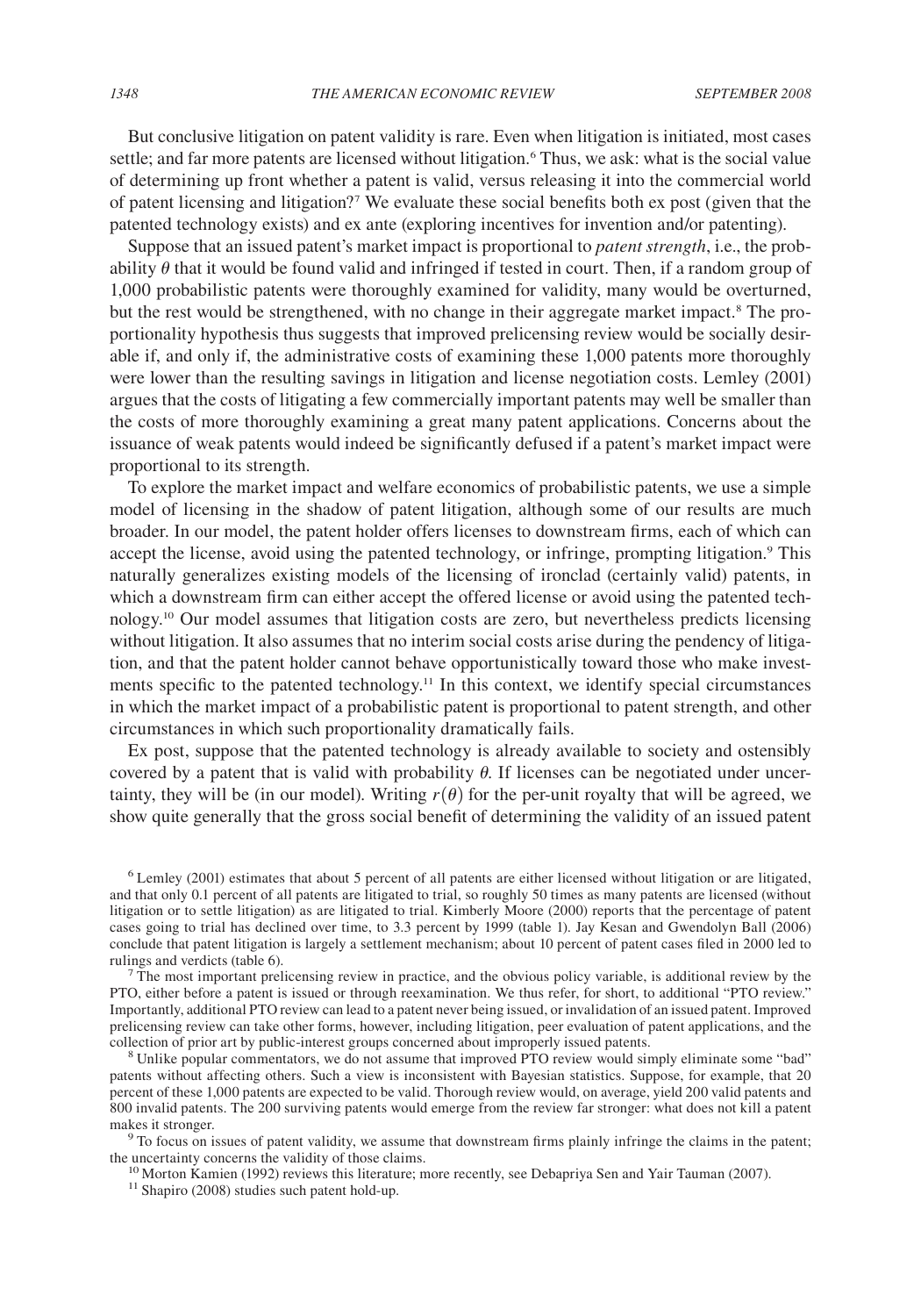But conclusive litigation on patent validity is rare. Even when litigation is initiated, most cases settle; and far more patents are licensed without litigation.[6] Thus, we ask: what is the social value of determining up front whether a patent is valid, versus releasing it into the commercial world of patent licensing and litigation?[7] We evaluate these social benefits both ex post (given that the patented technology exists) and ex ante (exploring incentives for invention and/or patenting).

Suppose that an issued patent's market impact is proportional to *patent strength*, i.e., the probability $\theta$ that it would be found valid and infringed if tested in court. Then, if a random group of 1,000 probabilistic patents were thoroughly examined for validity, many would be overturned, but the rest would be strengthened, with no change in their aggregate market impact.[8] The proportionality hypothesis thus suggests that improved prelicensing review would be socially desirable if, and only if, the administrative costs of examining these 1,000 patents more thoroughly were lower than the resulting savings in litigation and license negotiation costs. Lemley (2001) argues that the costs of litigating a few commercially important patents may well be smaller than the costs of more thoroughly examining a great many patent applications. Concerns about the issuance of weak patents would indeed be significantly defused if a patent's market impact were proportional to its strength.

To explore the market impact and welfare economics of probabilistic patents, we use a simple model of licensing in the shadow of patent litigation, although some of our results are much broader. In our model, the patent holder offers licenses to downstream firms, each of which can accept the license, avoid using the patented technology, or infringe, prompting litigation.[9] This naturally generalizes existing models of the licensing of ironclad (certainly valid) patents, in which a downstream firm can either accept the offered license or avoid using the patented technology.[10] Our model assumes that litigation costs are zero, but nevertheless predicts licensing without litigation. It also assumes that no interim social costs arise during the pendency of litigation, and that the patent holder cannot behave opportunistically toward those who make investments specific to the patented technology.[11] In this context, we identify special circumstances in which the market impact of a probabilistic patent is proportional to patent strength, and other circumstances in which such proportionality dramatically fails.

Ex post, suppose that the patented technology is already available to society and ostensibly covered by a patent that is valid with probability $\theta$. If licenses can be negotiated under uncertainty, they will be (in our model). Writing $r(\theta)$ for the per-unit royalty that will be agreed, we show quite generally that the gross social benefit of determining the validity of an issued patent

[6] Lemley (2001) estimates that about 5 percent of all patents are either licensed without litigation or are litigated, and that only 0.1 percent of all patents are litigated to trial, so roughly 50 times as many patents are licensed (without litigation or to settle litigation) as are litigated to trial. Kimberly Moore (2000) reports that the percentage of patent cases going to trial has declined over time, to 3.3 percent by 1999 (table 1). Jay Kesan and Gwendolyn Ball (2006) conclude that patent litigation is largely a settlement mechanism; about 10 percent of patent cases filed in 2000 led to rulings and verdicts (table 6).

[7] The most important prelicensing review in practice, and the obvious policy variable, is additional review by the PTO, either before a patent is issued or through reexamination. We thus refer, for short, to additional "PTO review." Importantly, additional PTO review can lead to a patent never being issued, or invalidation of an issued patent. Improved prelicensing review can take other forms, however, including litigation, peer evaluation of patent applications, and the collection of prior art by public-interest groups concerned about improperly issued patents.

[8] Unlike popular commentators, we do not assume that improved PTO review would simply eliminate some "bad" patents without affecting others. Such a view is inconsistent with Bayesian statistics. Suppose, for example, that 20 percent of these 1,000 patents are expected to be valid. Thorough review would, on average, yield 200 valid patents and 800 invalid patents. The 200 surviving patents would emerge from the review far stronger: what does not kill a patent makes it stronger.

[9] To focus on issues of patent validity, we assume that downstream firms plainly infringe the claims in the patent; the uncertainty concerns the validity of those claims.

[10] Morton Kamien (1992) reviews this literature; more recently, see Debapriya Sen and Yair Tauman (2007).

[11] Shapiro (2008) studies such patent hold-up.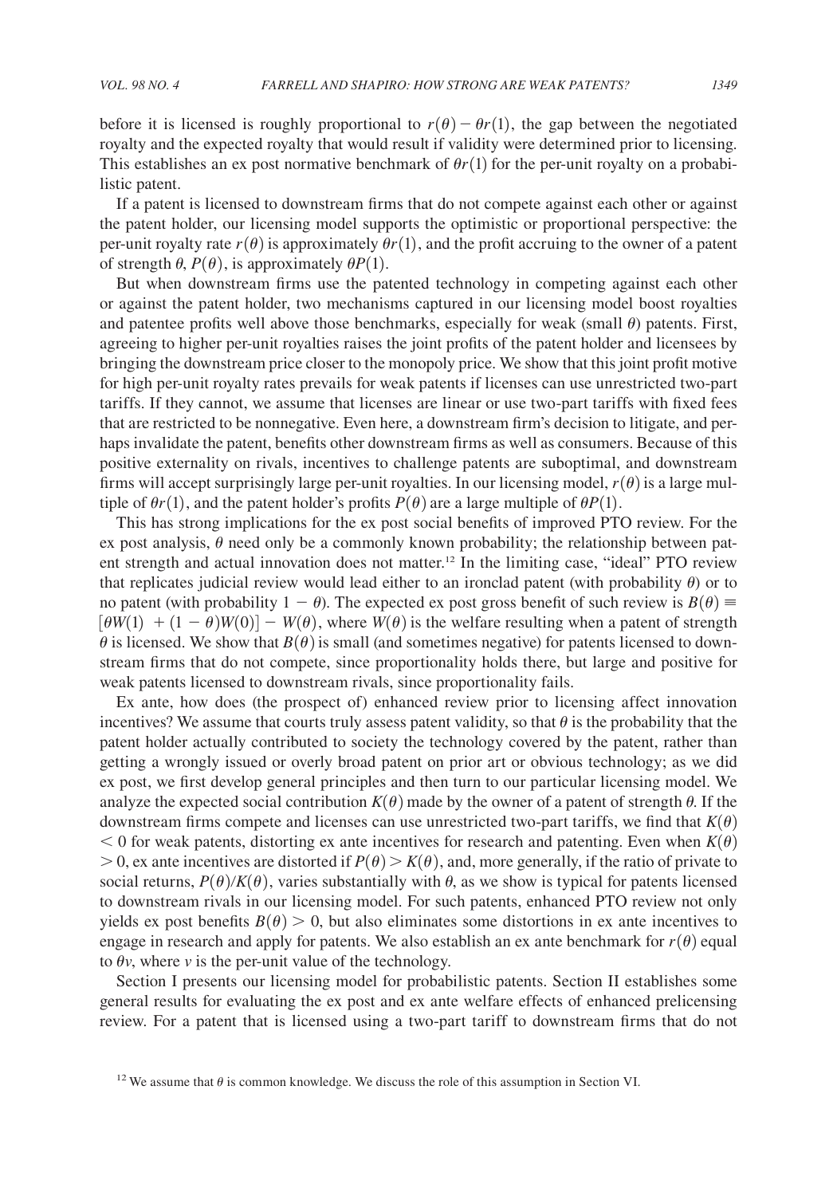before it is licensed is roughly proportional to $r(\theta) - \theta r(1)$, the gap between the negotiated royalty and the expected royalty that would result if validity were determined prior to licensing. This establishes an ex post normative benchmark of $\theta r(1)$ for the per-unit royalty on a probabilistic patent.

If a patent is licensed to downstream firms that do not compete against each other or against the patent holder, our licensing model supports the optimistic or proportional perspective: the per-unit royalty rate $r(\theta)$ is approximately $\theta r(1)$, and the profit accruing to the owner of a patent of strength $\theta$, $P(\theta)$, is approximately $\theta P(1)$.

But when downstream firms use the patented technology in competing against each other or against the patent holder, two mechanisms captured in our licensing model boost royalties and patentee profits well above those benchmarks, especially for weak (small $\theta$) patents. First, agreeing to higher per-unit royalties raises the joint profits of the patent holder and licensees by bringing the downstream price closer to the monopoly price. We show that this joint profit motive for high per-unit royalty rates prevails for weak patents if licenses can use unrestricted two-part tariffs. If they cannot, we assume that licenses are linear or use two-part tariffs with fixed fees that are restricted to be nonnegative. Even here, a downstream firm's decision to litigate, and perhaps invalidate the patent, benefits other downstream firms as well as consumers. Because of this positive externality on rivals, incentives to challenge patents are suboptimal, and downstream firms will accept surprisingly large per-unit royalties. In our licensing model, $r(\theta)$ is a large multiple of $\theta r(1)$, and the patent holder's profits $P(\theta)$ are a large multiple of $\theta P(1)$.

This has strong implications for the ex post social benefits of improved PTO review. For the ex post analysis, $\theta$ need only be a commonly known probability; the relationship between patent strength and actual innovation does not matter.[12] In the limiting case, "ideal" PTO review that replicates judicial review would lead either to an ironclad patent (with probability $\theta$) or to no patent (with probability $1 - \theta$). The expected ex post gross benefit of such review is $B(\theta) \equiv [\theta W(1) + (1-\theta)W(0)] - W(\theta)$, where $W(\theta)$ is the welfare resulting when a patent of strength $\theta$ is licensed. We show that $B(\theta)$ is small (and sometimes negative) for patents licensed to downstream firms that do not compete, since proportionality holds there, but large and positive for weak patents licensed to downstream rivals, since proportionality fails.

Ex ante, how does (the prospect of) enhanced review prior to licensing affect innovation incentives? We assume that courts truly assess patent validity, so that $\theta$ is the probability that the patent holder actually contributed to society the technology covered by the patent, rather than getting a wrongly issued or overly broad patent on prior art or obvious technology; as we did ex post, we first develop general principles and then turn to our particular licensing model. We analyze the expected social contribution $K(\theta)$ made by the owner of a patent of strength $\theta$. If the downstream firms compete and licenses can use unrestricted two-part tariffs, we find that $K(\theta) < 0$ for weak patents, distorting ex ante incentives for research and patenting. Even when $K(\theta) > 0$, ex ante incentives are distorted if $P(\theta) > K(\theta)$, and, more generally, if the ratio of private to social returns, $P(\theta)/K(\theta)$, varies substantially with $\theta$, as we show is typical for patents licensed to downstream rivals in our licensing model. For such patents, enhanced PTO review not only yields ex post benefits $B(\theta) > 0$, but also eliminates some distortions in ex ante incentives to engage in research and apply for patents. We also establish an ex ante benchmark for $r(\theta)$ equal to $\theta v$, where $v$ is the per-unit value of the technology.

Section I presents our licensing model for probabilistic patents. Section II establishes some general results for evaluating the ex post and ex ante welfare effects of enhanced prelicensing review. For a patent that is licensed using a two-part tariff to downstream firms that do not

[12] We assume that $\theta$ is common knowledge. We discuss the role of this assumption in Section VI.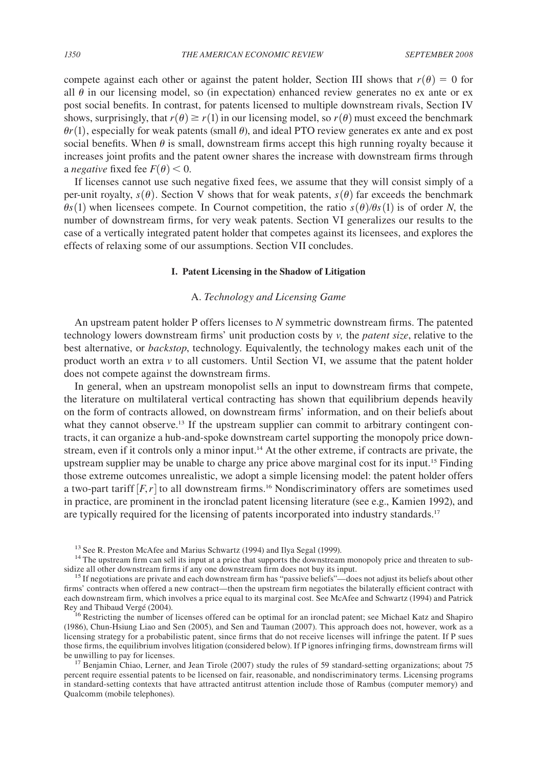compete against each other or against the patent holder, Section III shows that $r(\theta) = 0$ for all $\theta$ in our licensing model, so (in expectation) enhanced review generates no ex ante or ex post social benefits. In contrast, for patents licensed to multiple downstream rivals, Section IV shows, surprisingly, that $r(\theta) \geq r(1)$ in our licensing model, so $r(\theta)$ must exceed the benchmark $\theta r(1)$, especially for weak patents (small $\theta$), and ideal PTO review generates ex ante and ex post social benefits. When $\theta$ is small, downstream firms accept this high running royalty because it increases joint profits and the patent owner shares the increase with downstream firms through a *negative* fixed fee $F(\theta) < 0$.

If licenses cannot use such negative fixed fees, we assume that they will consist simply of a per-unit royalty, $s(\theta)$. Section V shows that for weak patents, $s(\theta)$ far exceeds the benchmark $\theta s(1)$ when licensees compete. In Cournot competition, the ratio $s(\theta)/\theta s(1)$ is of order $N$, the number of downstream firms, for very weak patents. Section VI generalizes our results to the case of a vertically integrated patent holder that competes against its licensees, and explores the effects of relaxing some of our assumptions. Section VII concludes.

## I. Patent Licensing in the Shadow of Litigation

### A. *Technology and Licensing Game*

An upstream patent holder P offers licenses to $N$ symmetric downstream firms. The patented technology lowers downstream firms' unit production costs by $v$, the *patent size*, relative to the best alternative, or *backstop*, technology. Equivalently, the technology makes each unit of the product worth an extra $v$ to all customers. Until Section VI, we assume that the patent holder does not compete against the downstream firms.

In general, when an upstream monopolist sells an input to downstream firms that compete, the literature on multilateral vertical contracting has shown that equilibrium depends heavily on the form of contracts allowed, on downstream firms' information, and on their beliefs about what they cannot observe.[13] If the upstream supplier can commit to arbitrary contingent contracts, it can organize a hub-and-spoke downstream cartel supporting the monopoly price downstream, even if it controls only a minor input.[14] At the other extreme, if contracts are private, the upstream supplier may be unable to charge any price above marginal cost for its input.[15] Finding those extreme outcomes unrealistic, we adopt a simple licensing model: the patent holder offers a two-part tariff $[F, r]$ to all downstream firms.[16] Nondiscriminatory offers are sometimes used in practice, are prominent in the ironclad patent licensing literature (see e.g., Kamien 1992), and are typically required for the licensing of patents incorporated into industry standards.[17]

[13] See R. Preston McAfee and Marius Schwartz (1994) and Ilya Segal (1999).

[14] The upstream firm can sell its input at a price that supports the downstream monopoly price and threaten to subsidize all other downstream firms if any one downstream firm does not buy its input.

[15] If negotiations are private and each downstream firm has "passive beliefs"—does not adjust its beliefs about other firms' contracts when offered a new contract—then the upstream firm negotiates the bilaterally efficient contract with each downstream firm, which involves a price equal to its marginal cost. See McAfee and Schwartz (1994) and Patrick Rey and Thibaud Vergé (2004).

[16] Restricting the number of licenses offered can be optimal for an ironclad patent; see Michael Katz and Shapiro (1986), Chun-Hsiung Liao and Sen (2005), and Sen and Tauman (2007). This approach does not, however, work as a licensing strategy for a probabilistic patent, since firms that do not receive licenses will infringe the patent. If P sues those firms, the equilibrium involves litigation (considered below). If P ignores infringing firms, downstream firms will be unwilling to pay for licenses.

[17] Benjamin Chiao, Lerner, and Jean Tirole (2007) study the rules of 59 standard-setting organizations; about 75 percent require essential patents to be licensed on fair, reasonable, and nondiscriminatory terms. Licensing programs in standard-setting contexts that have attracted antitrust attention include those of Rambus (computer memory) and Qualcomm (mobile telephones).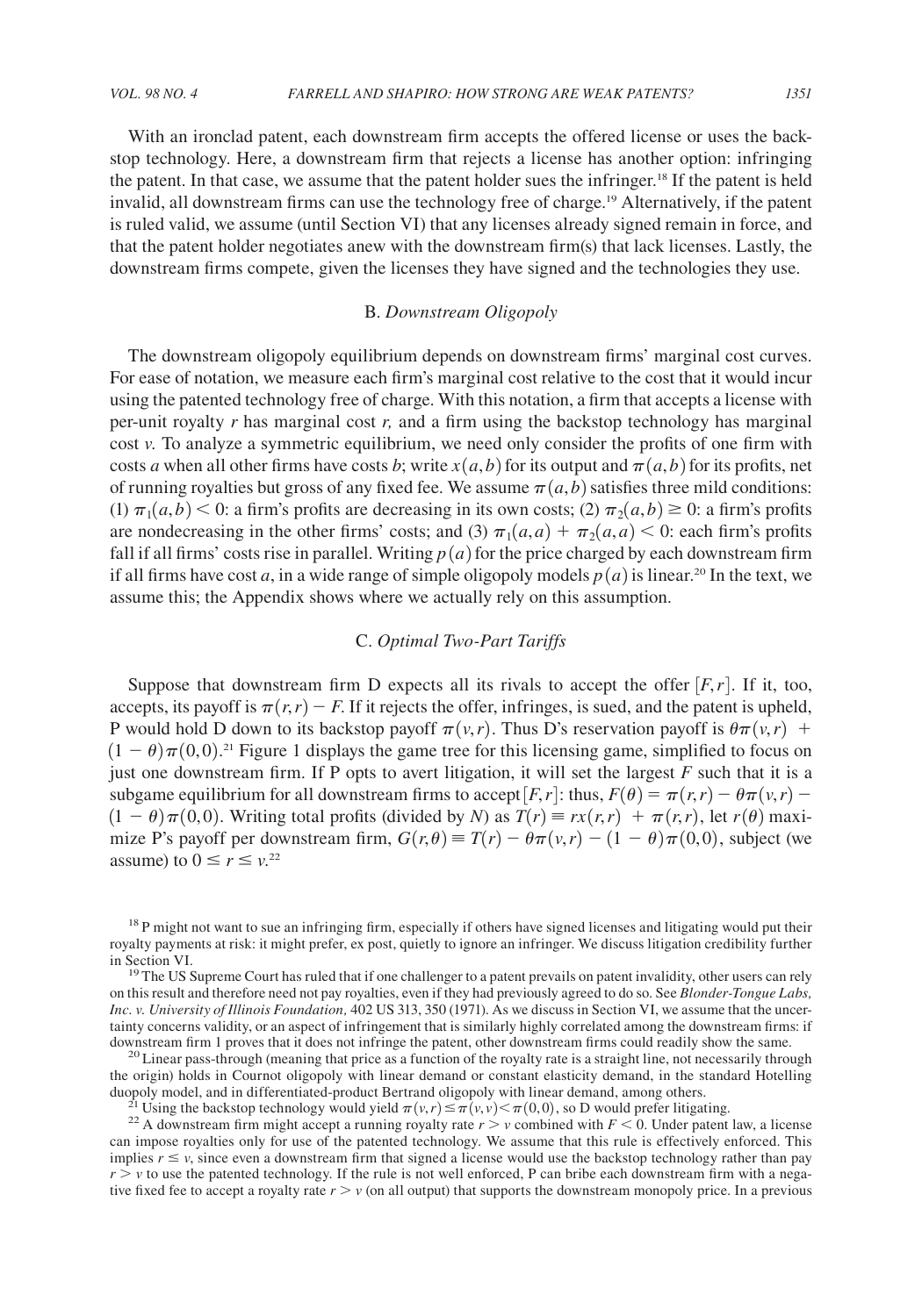With an ironclad patent, each downstream firm accepts the offered license or uses the backstop technology. Here, a downstream firm that rejects a license has another option: infringing the patent. In that case, we assume that the patent holder sues the infringer.[18] If the patent is held invalid, all downstream firms can use the technology free of charge.[19] Alternatively, if the patent is ruled valid, we assume (until Section VI) that any licenses already signed remain in force, and that the patent holder negotiates anew with the downstream firm(s) that lack licenses. Lastly, the downstream firms compete, given the licenses they have signed and the technologies they use.

### B. *Downstream Oligopoly*

The downstream oligopoly equilibrium depends on downstream firms' marginal cost curves. For ease of notation, we measure each firm's marginal cost relative to the cost that it would incur using the patented technology free of charge. With this notation, a firm that accepts a license with per-unit royalty $r$ has marginal cost $r$, and a firm using the backstop technology has marginal cost $v$. To analyze a symmetric equilibrium, we need only consider the profits of one firm with costs $a$ when all other firms have costs $b$; write $x(a,b)$ for its output and $\pi(a,b)$ for its profits, net of running royalties but gross of any fixed fee. We assume $\pi(a,b)$ satisfies three mild conditions: (1) $\pi_1(a,b) < 0$: a firm's profits are decreasing in its own costs; (2) $\pi_2(a,b) \geq 0$: a firm's profits are nondecreasing in the other firms' costs; and (3) $\pi_1(a,a) + \pi_2(a,a) < 0$: each firm's profits fall if all firms' costs rise in parallel. Writing $p(a)$ for the price charged by each downstream firm if all firms have cost $a$, in a wide range of simple oligopoly models $p(a)$ is linear.[20] In the text, we assume this; the Appendix shows where we actually rely on this assumption.

### C. *Optimal Two-Part Tariffs*

Suppose that downstream firm D expects all its rivals to accept the offer $[F,r]$. If it, too, accepts, its payoff is $\pi(r,r) - F$. If it rejects the offer, infringes, is sued, and the patent is upheld, P would hold D down to its backstop payoff $\pi(v,r)$. Thus D's reservation payoff is $\theta\pi(v,r) + (1-\theta)\pi(0,0)$.[21] Figure 1 displays the game tree for this licensing game, simplified to focus on just one downstream firm. If P opts to avert litigation, it will set the largest $F$ such that it is a subgame equilibrium for all downstream firms to accept $[F,r]$: thus, $F(\theta) = \pi(r,r) - \theta\pi(v,r) - (1-\theta)\pi(0,0)$. Writing total profits (divided by $N$) as $T(r) \equiv rx(r,r) + \pi(r,r)$, let $r(\theta)$ maximize P's payoff per downstream firm, $G(r,\theta) \equiv T(r) - \theta\pi(v,r) - (1-\theta)\pi(0,0)$, subject (we assume) to $0 \leq r \leq v$.[22]

[18] P might not want to sue an infringing firm, especially if others have signed licenses and litigating would put their royalty payments at risk: it might prefer, ex post, quietly to ignore an infringer. We discuss litigation credibility further in Section VI.

[19] The US Supreme Court has ruled that if one challenger to a patent prevails on patent invalidity, other users can rely on this result and therefore need not pay royalties, even if they had previously agreed to do so. See *Blonder-Tongue Labs, Inc. v. University of Illinois Foundation,* 402 US 313, 350 (1971). As we discuss in Section VI, we assume that the uncertainty concerns validity, or an aspect of infringement that is similarly highly correlated among the downstream firms: if downstream firm 1 proves that it does not infringe the patent, other downstream firms could readily show the same.

[20] Linear pass-through (meaning that price as a function of the royalty rate is a straight line, not necessarily through the origin) holds in Cournot oligopoly with linear demand or constant elasticity demand, in the standard Hotelling duopoly model, and in differentiated-product Bertrand oligopoly with linear demand, among others.

[21] Using the backstop technology would yield $\pi(v,r) \leq \pi(v,v) < \pi(0,0)$, so D would prefer litigating.

[22] A downstream firm might accept a running royalty rate $r > v$ combined with $F < 0$. Under patent law, a license can impose royalties only for use of the patented technology. We assume that this rule is effectively enforced. This implies $r \leq v$, since even a downstream firm that signed a license would use the backstop technology rather than pay $r > v$ to use the patented technology. If the rule is not well enforced, P can bribe each downstream firm with a negative fixed fee to accept a royalty rate $r > v$ (on all output) that supports the downstream monopoly price. In a previous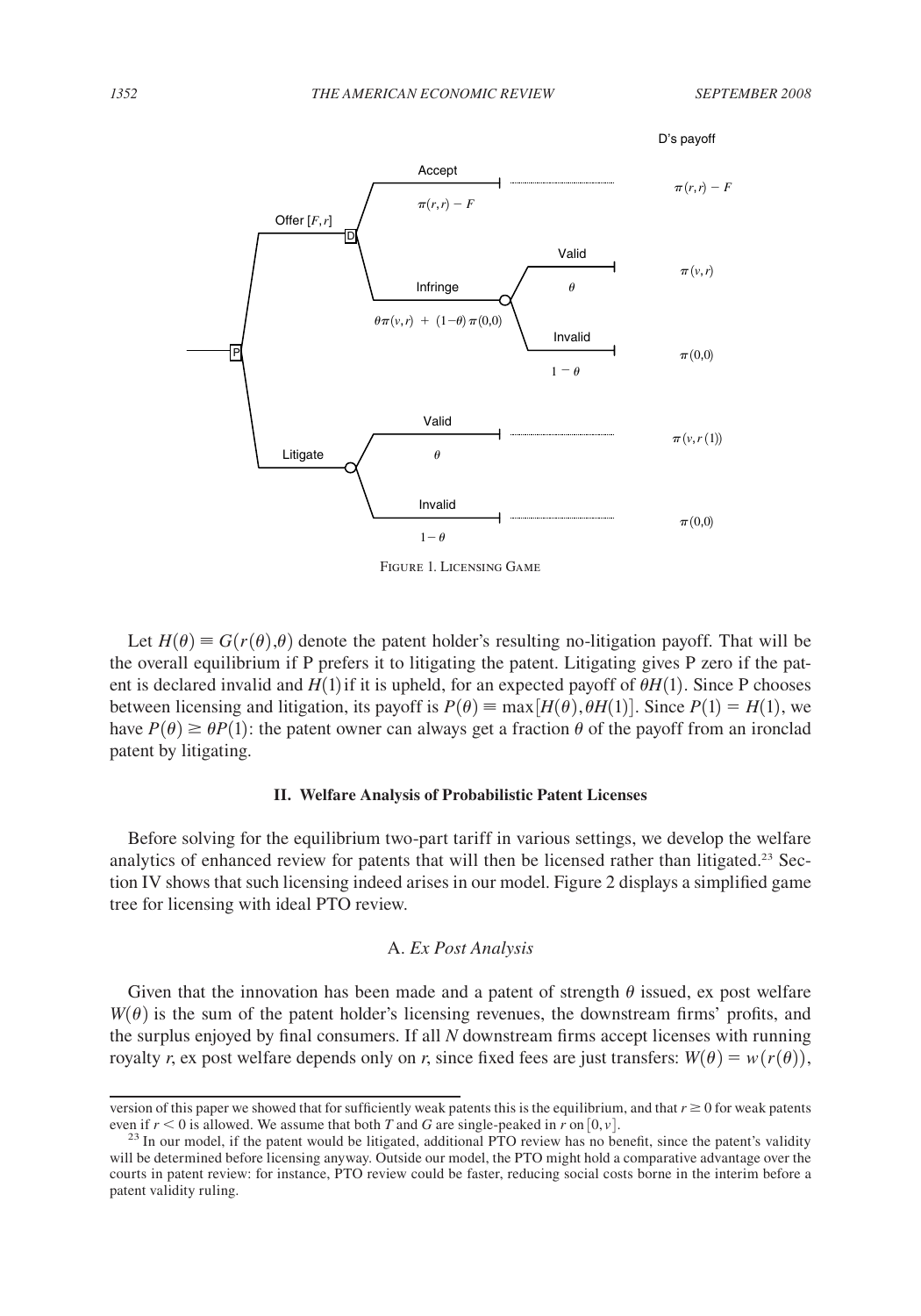Figure 1. Licensing Game

Let $H(\theta) \equiv G(r(\theta),\theta)$ denote the patent holder's resulting no-litigation payoff. That will be the overall equilibrium if P prefers it to litigating the patent. Litigating gives P zero if the patent is declared invalid and $H(1)$ if it is upheld, for an expected payoff of $\theta H(1)$. Since P chooses between licensing and litigation, its payoff is $P(\theta) \equiv \max[H(\theta), \theta H(1)]$. Since $P(1) = H(1)$, we have $P(\theta) \geq \theta P(1)$: the patent owner can always get a fraction $\theta$ of the payoff from an ironclad patent by litigating.

## II. Welfare Analysis of Probabilistic Patent Licenses

Before solving for the equilibrium two-part tariff in various settings, we develop the welfare analytics of enhanced review for patents that will then be licensed rather than litigated.[23] Section IV shows that such licensing indeed arises in our model. Figure 2 displays a simplified game tree for licensing with ideal PTO review.

### A. *Ex Post Analysis*

Given that the innovation has been made and a patent of strength $\theta$ issued, ex post welfare $W(\theta)$ is the sum of the patent holder's licensing revenues, the downstream firms' profits, and the surplus enjoyed by final consumers. If all $N$ downstream firms accept licenses with running royalty $r$, ex post welfare depends only on $r$, since fixed fees are just transfers: $W(\theta) = w(r(\theta))$,

---

version of this paper we showed that for sufficiently weak patents this is the equilibrium, and that $r \geq 0$ for weak patents even if $r < 0$ is allowed. We assume that both $T$ and $G$ are single-peaked in $r$ on $[0, v]$.

[23] In our model, if the patent would be litigated, additional PTO review has no benefit, since the patent's validity will be determined before licensing anyway. Outside our model, the PTO might hold a comparative advantage over the courts in patent review: for instance, PTO review could be faster, reducing social costs borne in the interim before a patent validity ruling.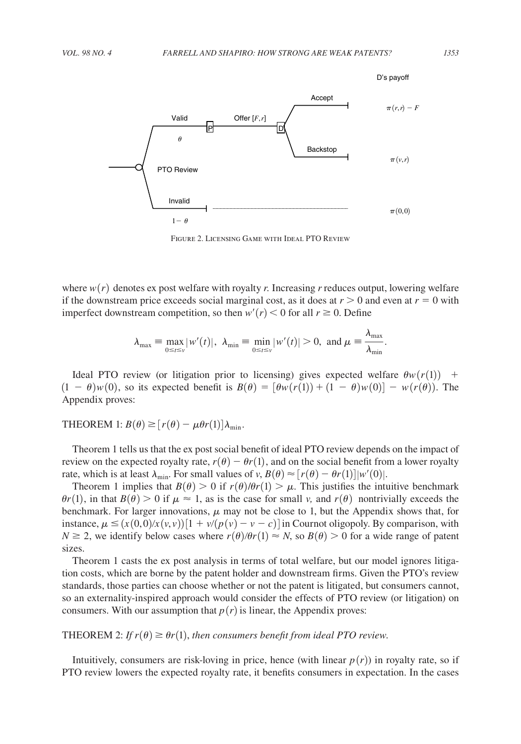FIGURE 2. LICENSING GAME WITH IDEAL PTO REVIEW

where $w(r)$ denotes ex post welfare with royalty $r$. Increasing $r$ reduces output, lowering welfare if the downstream price exceeds social marginal cost, as it does at $r > 0$ and even at $r = 0$ with imperfect downstream competition, so then $w'(r) < 0$ for all $r \geq 0$. Define

$$\lambda_{\max} \equiv \max_{0 \leq t \leq v} |w'(t)|, \;\; \lambda_{\min} \equiv \min_{0 \leq t \leq v} |w'(t)| > 0, \;\text{ and } \mu \equiv \frac{\lambda_{\max}}{\lambda_{\min}}.$$

Ideal PTO review (or litigation prior to licensing) gives expected welfare $\theta w(r(1)) + (1 - \theta)w(0)$, so its expected benefit is $B(\theta) = [\theta w(r(1)) + (1 - \theta)w(0)] - w(r(\theta))$. The Appendix proves:

THEOREM 1: $B(\theta) \geq [r(\theta) - \mu\theta r(1)]\lambda_{\min}$.

Theorem 1 tells us that the ex post social benefit of ideal PTO review depends on the impact of review on the expected royalty rate, $r(\theta) - \theta r(1)$, and on the social benefit from a lower royalty rate, which is at least $\lambda_{\min}$. For small values of $v$, $B(\theta) \approx [r(\theta) - \theta r(1)]|w'(0)|$.

Theorem 1 implies that $B(\theta) > 0$ if $r(\theta)/\theta r(1) > \mu$. This justifies the intuitive benchmark $\theta r(1)$, in that $B(\theta) > 0$ if $\mu \approx 1$, as is the case for small $v$, and $r(\theta)$ nontrivially exceeds the benchmark. For larger innovations, $\mu$ may not be close to 1, but the Appendix shows that, for instance, $\mu \leq (x(0,0)/x(v,v))[1 + v/(p(v) - v - c)]$ in Cournot oligopoly. By comparison, with $N \geq 2$, we identify below cases where $r(\theta)/\theta r(1) \approx N$, so $B(\theta) > 0$ for a wide range of patent sizes.

Theorem 1 casts the ex post analysis in terms of total welfare, but our model ignores litigation costs, which are borne by the patent holder and downstream firms. Given the PTO's review standards, those parties can choose whether or not the patent is litigated, but consumers cannot, so an externality-inspired approach would consider the effects of PTO review (or litigation) on consumers. With our assumption that $p(r)$ is linear, the Appendix proves:

THEOREM 2: *If* $r(\theta) \geq \theta r(1)$, *then consumers benefit from ideal PTO review.*

Intuitively, consumers are risk-loving in price, hence (with linear $p(r)$) in royalty rate, so if PTO review lowers the expected royalty rate, it benefits consumers in expectation. In the cases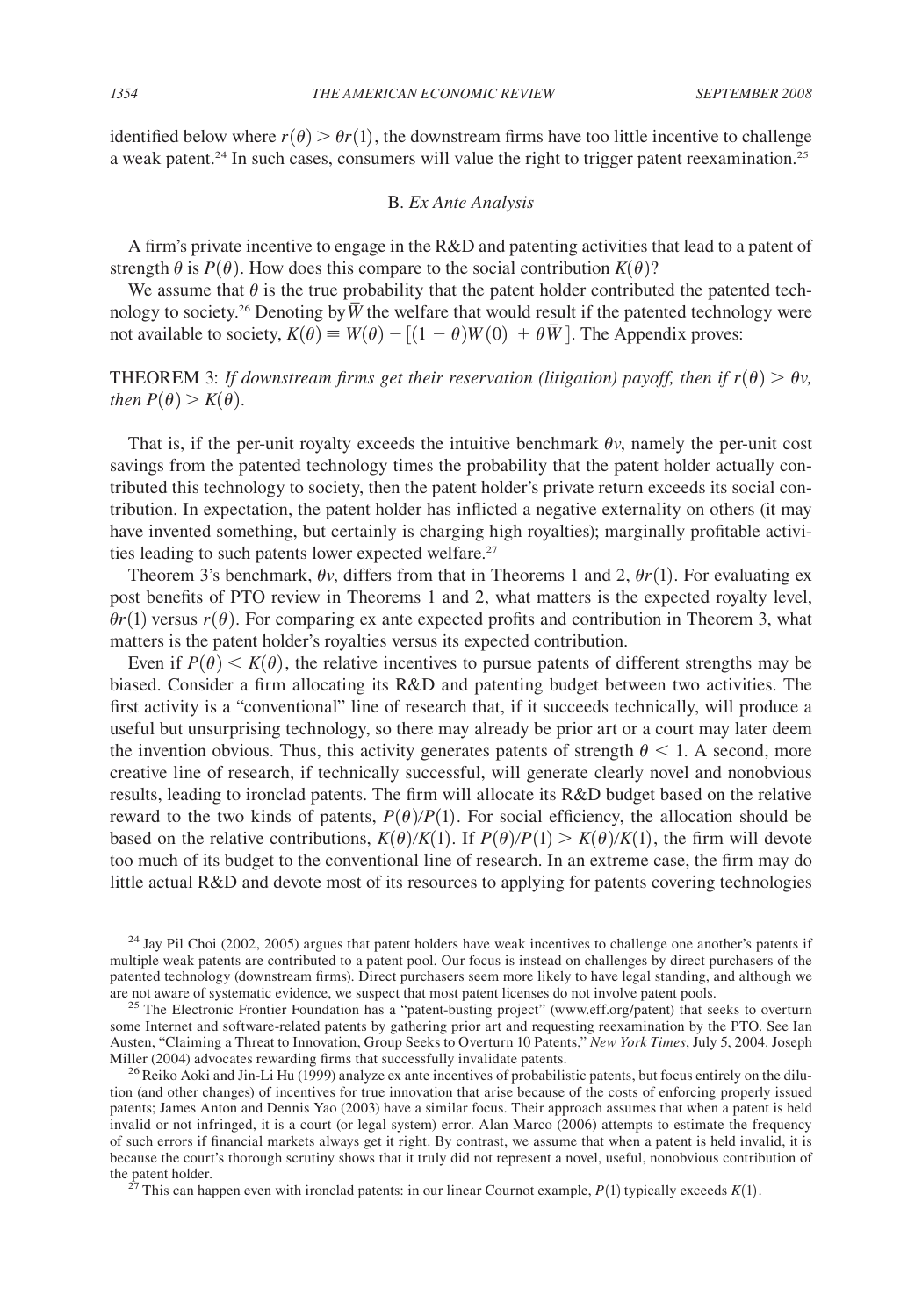identified below where $r(\theta) > \theta r(1)$, the downstream firms have too little incentive to challenge a weak patent.[24] In such cases, consumers will value the right to trigger patent reexamination.[25]

### B. *Ex Ante Analysis*

A firm's private incentive to engage in the R&D and patenting activities that lead to a patent of strength $\theta$ is $P(\theta)$. How does this compare to the social contribution $K(\theta)$?

We assume that $\theta$ is the true probability that the patent holder contributed the patented technology to society.[26] Denoting by $\bar{W}$ the welfare that would result if the patented technology were not available to society, $K(\theta) \equiv W(\theta) - [(1-\theta)W(0) + \theta\bar{W}]$. The Appendix proves:

THEOREM 3: *If downstream firms get their reservation (litigation) payoff, then if $r(\theta) > \theta v$, then $P(\theta) > K(\theta)$.*

That is, if the per-unit royalty exceeds the intuitive benchmark $\theta v$, namely the per-unit cost savings from the patented technology times the probability that the patent holder actually contributed this technology to society, then the patent holder's private return exceeds its social contribution. In expectation, the patent holder has inflicted a negative externality on others (it may have invented something, but certainly is charging high royalties); marginally profitable activities leading to such patents lower expected welfare.[27]

Theorem 3's benchmark, $\theta v$, differs from that in Theorems 1 and 2, $\theta r(1)$. For evaluating ex post benefits of PTO review in Theorems 1 and 2, what matters is the expected royalty level, $\theta r(1)$ versus $r(\theta)$. For comparing ex ante expected profits and contribution in Theorem 3, what matters is the patent holder's royalties versus its expected contribution.

Even if $P(\theta) < K(\theta)$, the relative incentives to pursue patents of different strengths may be biased. Consider a firm allocating its R&D and patenting budget between two activities. The first activity is a "conventional" line of research that, if it succeeds technically, will produce a useful but unsurprising technology, so there may already be prior art or a court may later deem the invention obvious. Thus, this activity generates patents of strength $\theta < 1$. A second, more creative line of research, if technically successful, will generate clearly novel and nonobvious results, leading to ironclad patents. The firm will allocate its R&D budget based on the relative reward to the two kinds of patents, $P(\theta)/P(1)$. For social efficiency, the allocation should be based on the relative contributions, $K(\theta)/K(1)$. If $P(\theta)/P(1) > K(\theta)/K(1)$, the firm will devote too much of its budget to the conventional line of research. In an extreme case, the firm may do little actual R&D and devote most of its resources to applying for patents covering technologies

---

[24] Jay Pil Choi (2002, 2005) argues that patent holders have weak incentives to challenge one another's patents if multiple weak patents are contributed to a patent pool. Our focus is instead on challenges by direct purchasers of the patented technology (downstream firms). Direct purchasers seem more likely to have legal standing, and although we are not aware of systematic evidence, we suspect that most patent licenses do not involve patent pools.

[25] The Electronic Frontier Foundation has a "patent-busting project" (www.eff.org/patent) that seeks to overturn some Internet and software-related patents by gathering prior art and requesting reexamination by the PTO. See Ian Austen, "Claiming a Threat to Innovation, Group Seeks to Overturn 10 Patents," *New York Times*, July 5, 2004. Joseph Miller (2004) advocates rewarding firms that successfully invalidate patents.

[26] Reiko Aoki and Jin-Li Hu (1999) analyze ex ante incentives of probabilistic patents, but focus entirely on the dilution (and other changes) of incentives for true innovation that arise because of the costs of enforcing properly issued patents; James Anton and Dennis Yao (2003) have a similar focus. Their approach assumes that when a patent is held invalid or not infringed, it is a court (or legal system) error. Alan Marco (2006) attempts to estimate the frequency of such errors if financial markets always get it right. By contrast, we assume that when a patent is held invalid, it is because the court's thorough scrutiny shows that it truly did not represent a novel, useful, nonobvious contribution of the patent holder.

[27] This can happen even with ironclad patents: in our linear Cournot example, $P(1)$ typically exceeds $K(1)$.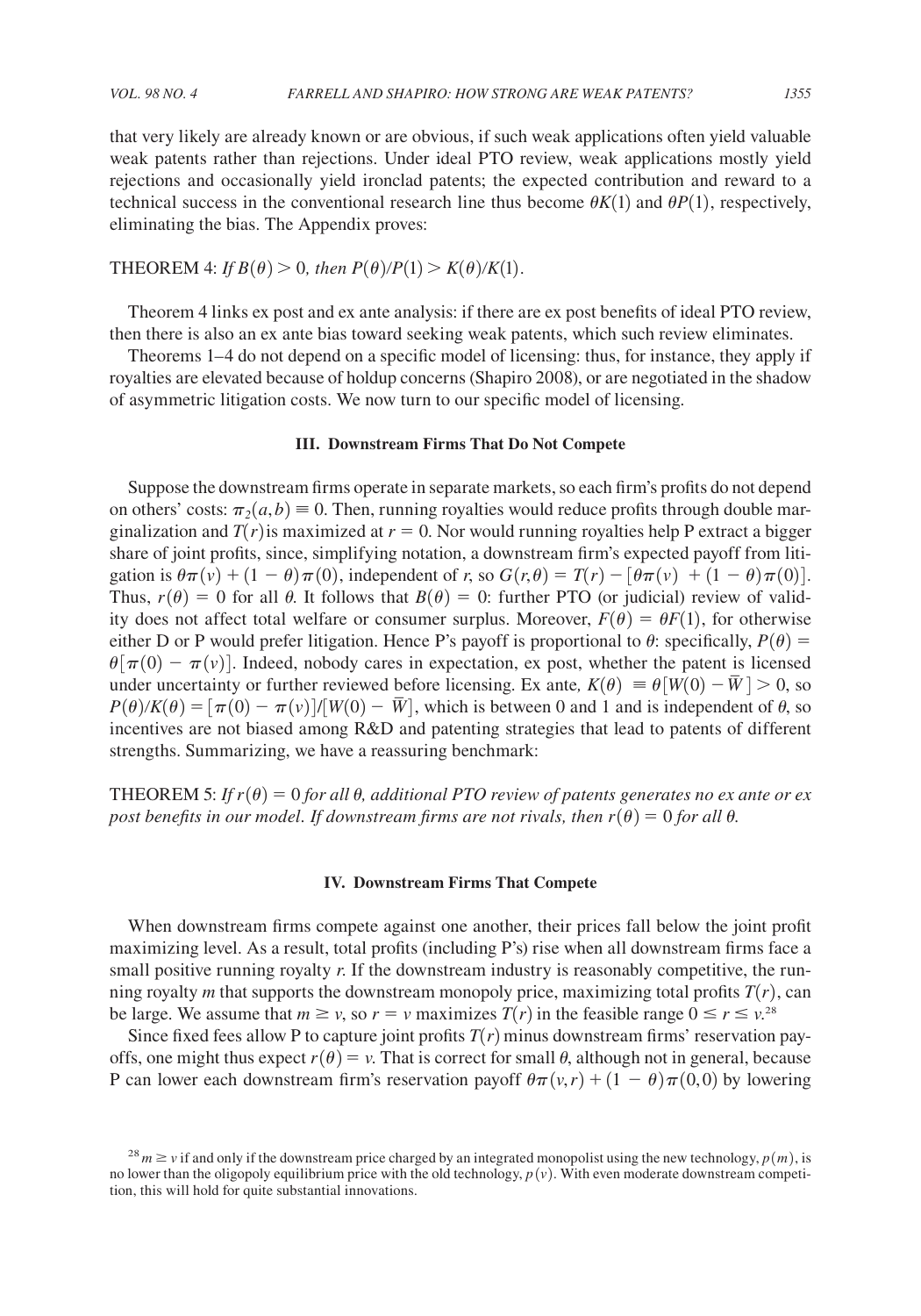that very likely are already known or are obvious, if such weak applications often yield valuable weak patents rather than rejections. Under ideal PTO review, weak applications mostly yield rejections and occasionally yield ironclad patents; the expected contribution and reward to a technical success in the conventional research line thus become $\theta K(1)$ and $\theta P(1)$, respectively, eliminating the bias. The Appendix proves:

THEOREM 4: *If* $B(\theta) > 0$*, then* $P(\theta)/P(1) > K(\theta)/K(1)$.

Theorem 4 links ex post and ex ante analysis: if there are ex post benefits of ideal PTO review, then there is also an ex ante bias toward seeking weak patents, which such review eliminates.

Theorems 1–4 do not depend on a specific model of licensing: thus, for instance, they apply if royalties are elevated because of holdup concerns (Shapiro 2008), or are negotiated in the shadow of asymmetric litigation costs. We now turn to our specific model of licensing.

## III. Downstream Firms That Do Not Compete

Suppose the downstream firms operate in separate markets, so each firm's profits do not depend on others' costs: $\pi_2(a,b) \equiv 0$. Then, running royalties would reduce profits through double marginalization and $T(r)$ is maximized at $r = 0$. Nor would running royalties help P extract a bigger share of joint profits, since, simplifying notation, a downstream firm's expected payoff from litigation is $\theta\pi(v) + (1-\theta)\pi(0)$, independent of $r$, so $G(r,\theta) = T(r) - [\theta\pi(v) + (1-\theta)\pi(0)]$. Thus, $r(\theta) = 0$ for all $\theta$. It follows that $B(\theta) = 0$: further PTO (or judicial) review of validity does not affect total welfare or consumer surplus. Moreover, $F(\theta) = \theta F(1)$, for otherwise either D or P would prefer litigation. Hence P's payoff is proportional to $\theta$: specifically, $P(\theta) = \theta[\pi(0) - \pi(v)]$. Indeed, nobody cares in expectation, ex post, whether the patent is licensed under uncertainty or further reviewed before licensing. Ex ante, $K(\theta) \equiv \theta[W(0) - \bar{W}] > 0$, so $P(\theta)/K(\theta) = [\pi(0) - \pi(v)]/[W(0) - \bar{W}]$, which is between 0 and 1 and is independent of $\theta$, so incentives are not biased among R&D and patenting strategies that lead to patents of different strengths. Summarizing, we have a reassuring benchmark:

THEOREM 5: *If* $r(\theta) = 0$ *for all* $\theta$*, additional PTO review of patents generates no ex ante or ex post benefits in our model. If downstream firms are not rivals, then* $r(\theta) = 0$ *for all* $\theta$*.*

## IV. Downstream Firms That Compete

When downstream firms compete against one another, their prices fall below the joint profit maximizing level. As a result, total profits (including P's) rise when all downstream firms face a small positive running royalty $r$. If the downstream industry is reasonably competitive, the running royalty $m$ that supports the downstream monopoly price, maximizing total profits $T(r)$, can be large. We assume that $m \geq v$, so $r = v$ maximizes $T(r)$ in the feasible range $0 \leq r \leq v$.[28]

Since fixed fees allow P to capture joint profits $T(r)$ minus downstream firms' reservation payoffs, one might thus expect $r(\theta) = v$. That is correct for small $\theta$, although not in general, because P can lower each downstream firm's reservation payoff $\theta\pi(v,r) + (1-\theta)\pi(0,0)$ by lowering

[28] $m \geq v$ if and only if the downstream price charged by an integrated monopolist using the new technology, $p(m)$, is no lower than the oligopoly equilibrium price with the old technology, $p(v)$. With even moderate downstream competition, this will hold for quite substantial innovations.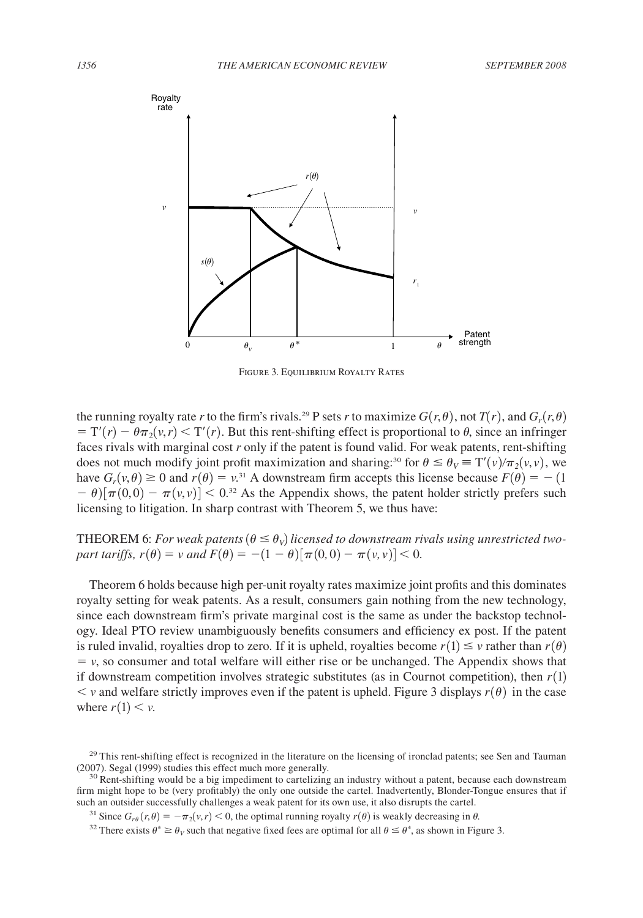FIGURE 3. EQUILIBRIUM ROYALTY RATES

the running royalty rate $r$ to the firm's rivals.[29] P sets $r$ to maximize $G(r, \theta)$, not $T(r)$, and $G_r(r, \theta) = T'(r) - \theta\pi_2(v, r) < T'(r)$. But this rent-shifting effect is proportional to $\theta$, since an infringer faces rivals with marginal cost $r$ only if the patent is found valid. For weak patents, rent-shifting does not much modify joint profit maximization and sharing:[30] for $\theta \leq \theta_V \equiv T'(v)/\pi_2(v, v)$, we have $G_r(v, \theta) \geq 0$ and $r(\theta) = v$.[31] A downstream firm accepts this license because $F(\theta) = -(1 - \theta)[\pi(0, 0) - \pi(v, v)] < 0$.[32] As the Appendix shows, the patent holder strictly prefers such licensing to litigation. In sharp contrast with Theorem 5, we thus have:

THEOREM 6: *For weak patents* $(\theta \leq \theta_V)$ *licensed to downstream rivals using unrestricted two-part tariffs,* $r(\theta) = v$ *and* $F(\theta) = -(1 - \theta)[\pi(0, 0) - \pi(v, v)] < 0$.

Theorem 6 holds because high per-unit royalty rates maximize joint profits and this dominates royalty setting for weak patents. As a result, consumers gain nothing from the new technology, since each downstream firm's private marginal cost is the same as under the backstop technology. Ideal PTO review unambiguously benefits consumers and efficiency ex post. If the patent is ruled invalid, royalties drop to zero. If it is upheld, royalties become $r(1) \leq v$ rather than $r(\theta) = v$, so consumer and total welfare will either rise or be unchanged. The Appendix shows that if downstream competition involves strategic substitutes (as in Cournot competition), then $r(1) < v$ and welfare strictly improves even if the patent is upheld. Figure 3 displays $r(\theta)$ in the case where $r(1) < v$.

[29] This rent-shifting effect is recognized in the literature on the licensing of ironclad patents; see Sen and Tauman (2007). Segal (1999) studies this effect much more generally.

[30] Rent-shifting would be a big impediment to cartelizing an industry without a patent, because each downstream firm might hope to be (very profitably) the only one outside the cartel. Inadvertently, Blonder-Tongue ensures that if such an outsider successfully challenges a weak patent for its own use, it also disrupts the cartel.

[31] Since $G_{r\theta}(r, \theta) = -\pi_2(v, r) < 0$, the optimal running royalty $r(\theta)$ is weakly decreasing in $\theta$.

[32] There exists $\theta^* \geq \theta_V$ such that negative fixed fees are optimal for all $\theta \leq \theta^*$, as shown in Figure 3.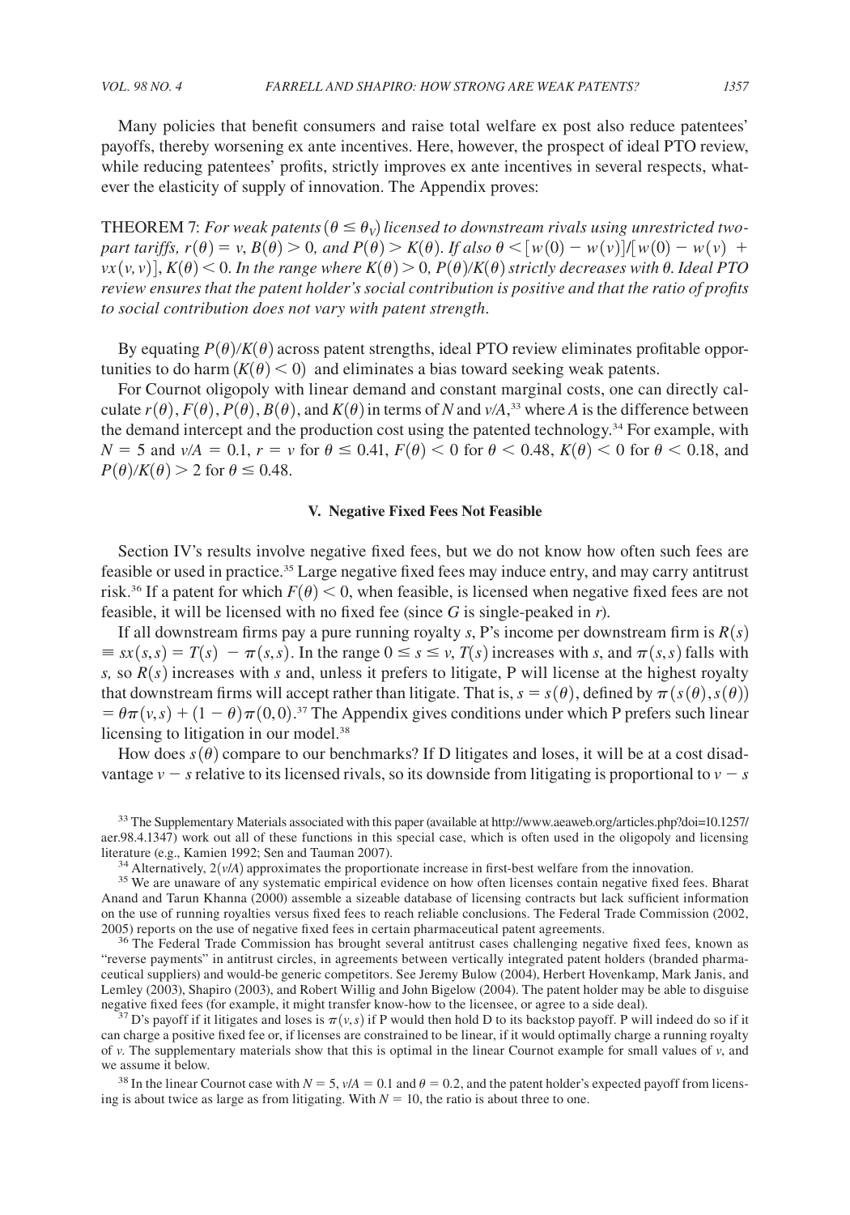Many policies that benefit consumers and raise total welfare ex post also reduce patentees' payoffs, thereby worsening ex ante incentives. Here, however, the prospect of ideal PTO review, while reducing patentees' profits, strictly improves ex ante incentives in several respects, whatever the elasticity of supply of innovation. The Appendix proves:

THEOREM 7: *For weak patents* $(\theta \leq \theta_V)$ *licensed to downstream rivals using unrestricted two-part tariffs,* $r(\theta) = v$, $B(\theta) > 0$, *and* $P(\theta) > K(\theta)$. *If also* $\theta < [w(0) - w(v)]/[w(0) - w(v) + vx(v, v)]$, $K(\theta) < 0$. *In the range where* $K(\theta) > 0$, $P(\theta)/K(\theta)$ *strictly decreases with* $\theta$. *Ideal PTO review ensures that the patent holder's social contribution is positive and that the ratio of profits to social contribution does not vary with patent strength.*

By equating $P(\theta)/K(\theta)$ across patent strengths, ideal PTO review eliminates profitable opportunities to do harm $(K(\theta) < 0)$ and eliminates a bias toward seeking weak patents.

For Cournot oligopoly with linear demand and constant marginal costs, one can directly calculate $r(\theta)$, $F(\theta)$, $P(\theta)$, $B(\theta)$, and $K(\theta)$ in terms of $N$ and $v/A$,[33] where $A$ is the difference between the demand intercept and the production cost using the patented technology.[34] For example, with $N = 5$ and $v/A = 0.1$, $r = v$ for $\theta \leq 0.41$, $F(\theta) < 0$ for $\theta < 0.48$, $K(\theta) < 0$ for $\theta < 0.18$, and $P(\theta)/K(\theta) > 2$ for $\theta \leq 0.48$.

## V. Negative Fixed Fees Not Feasible

Section IV's results involve negative fixed fees, but we do not know how often such fees are feasible or used in practice.[35] Large negative fixed fees may induce entry, and may carry antitrust risk.[36] If a patent for which $F(\theta) < 0$, when feasible, is licensed when negative fixed fees are not feasible, it will be licensed with no fixed fee (since $G$ is single-peaked in $r$).

If all downstream firms pay a pure running royalty $s$, P's income per downstream firm is $R(s) \equiv sx(s, s) = T(s) - \pi(s, s)$. In the range $0 \leq s \leq v$, $T(s)$ increases with $s$, and $\pi(s, s)$ falls with $s$, so $R(s)$ increases with $s$ and, unless it prefers to litigate, P will license at the highest royalty that downstream firms will accept rather than litigate. That is, $s = s(\theta)$, defined by $\pi(s(\theta), s(\theta)) = \theta\pi(v, s) + (1 - \theta)\pi(0, 0)$.[37] The Appendix gives conditions under which P prefers such linear licensing to litigation in our model.[38]

How does $s(\theta)$ compare to our benchmarks? If D litigates and loses, it will be at a cost disadvantage $v - s$ relative to its licensed rivals, so its downside from litigating is proportional to $v - s$

[33] The Supplementary Materials associated with this paper (available at http://www.aeaweb.org/articles.php?doi=10.1257/aer.98.4.1347) work out all of these functions in this special case, which is often used in the oligopoly and licensing literature (e.g., Kamien 1992; Sen and Tauman 2007).

[34] Alternatively, $2(v/A)$ approximates the proportionate increase in first-best welfare from the innovation.

[35] We are unaware of any systematic empirical evidence on how often licenses contain negative fixed fees. Bharat Anand and Tarun Khanna (2000) assemble a sizeable database of licensing contracts but lack sufficient information on the use of running royalties versus fixed fees to reach reliable conclusions. The Federal Trade Commission (2002, 2005) reports on the use of negative fixed fees in certain pharmaceutical patent agreements.

[36] The Federal Trade Commission has brought several antitrust cases challenging negative fixed fees, known as "reverse payments" in antitrust circles, in agreements between vertically integrated patent holders (branded pharmaceutical suppliers) and would-be generic competitors. See Jeremy Bulow (2004), Herbert Hovenkamp, Mark Janis, and Lemley (2003), Shapiro (2003), and Robert Willig and John Bigelow (2004). The patent holder may be able to disguise negative fixed fees (for example, it might transfer know-how to the licensee, or agree to a side deal).

[37] D's payoff if it litigates and loses is $\pi(v, s)$ if P would then hold D to its backstop payoff. P will indeed do so if it can charge a positive fixed fee or, if licenses are constrained to be linear, if it would optimally charge a running royalty of $v$. The supplementary materials show that this is optimal in the linear Cournot example for small values of $v$, and we assume it below.

[38] In the linear Cournot case with $N = 5$, $v/A = 0.1$ and $\theta = 0.2$, and the patent holder's expected payoff from licensing is about twice as large as from litigating. With $N = 10$, the ratio is about three to one.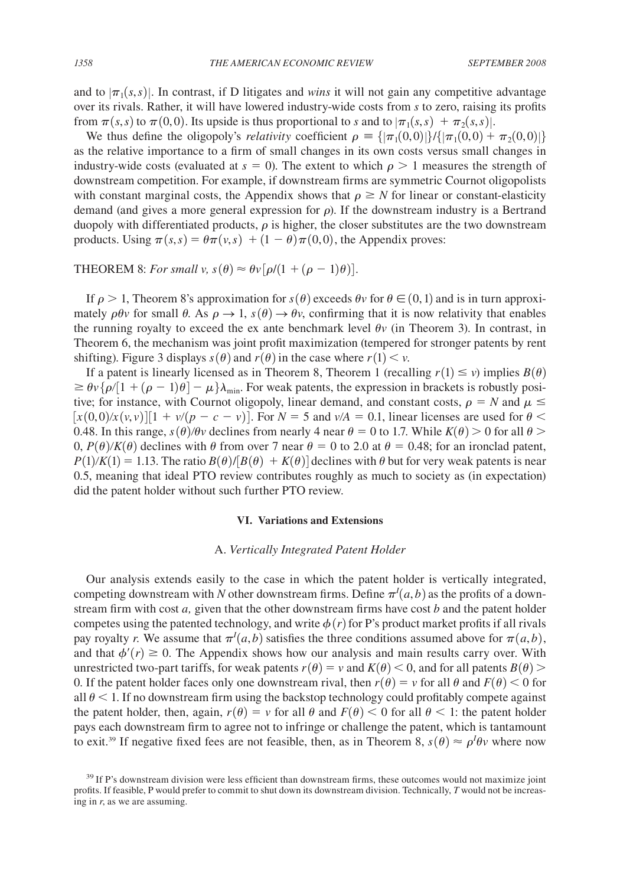and to $|\pi_1(s,s)|$. In contrast, if D litigates and *wins* it will not gain any competitive advantage over its rivals. Rather, it will have lowered industry-wide costs from $s$ to zero, raising its profits from $\pi(s,s)$ to $\pi(0,0)$. Its upside is thus proportional to $s$ and to $|\pi_1(s,s) + \pi_2(s,s)|$.

We thus define the oligopoly's *relativity* coefficient $\rho \equiv \{|\pi_1(0,0)|\}/\{|\pi_1(0,0) + \pi_2(0,0)|\}$ as the relative importance to a firm of small changes in its own costs versus small changes in industry-wide costs (evaluated at $s = 0$). The extent to which $\rho > 1$ measures the strength of downstream competition. For example, if downstream firms are symmetric Cournot oligopolists with constant marginal costs, the Appendix shows that $\rho \geq N$ for linear or constant-elasticity demand (and gives a more general expression for $\rho$). If the downstream industry is a Bertrand duopoly with differentiated products, $\rho$ is higher, the closer substitutes are the two downstream products. Using $\pi(s,s) = \theta\pi(v,s) + (1-\theta)\pi(0,0)$, the Appendix proves:

THEOREM 8: *For small $v$, $s(\theta) \approx \theta v[\rho/(1 + (\rho - 1)\theta)]$.*

If $\rho > 1$, Theorem 8's approximation for $s(\theta)$ exceeds $\theta v$ for $\theta \in (0,1)$ and is in turn approximately $\rho\theta v$ for small $\theta$. As $\rho \to 1$, $s(\theta) \to \theta v$, confirming that it is now relativity that enables the running royalty to exceed the ex ante benchmark level $\theta v$ (in Theorem 3). In contrast, in Theorem 6, the mechanism was joint profit maximization (tempered for stronger patents by rent shifting). Figure 3 displays $s(\theta)$ and $r(\theta)$ in the case where $r(1) < v$.

If a patent is linearly licensed as in Theorem 8, Theorem 1 (recalling $r(1) \leq v$) implies $B(\theta) \geq \theta v\{\rho/[1 + (\rho - 1)\theta] - \mu\}\lambda_{\min}$. For weak patents, the expression in brackets is robustly positive; for instance, with Cournot oligopoly, linear demand, and constant costs, $\rho = N$ and $\mu \leq [x(0,0)/x(v,v)][1 + v/(p - c - v)]$. For $N = 5$ and $v/A = 0.1$, linear licenses are used for $\theta < 0.48$. In this range, $s(\theta)/\theta v$ declines from nearly 4 near $\theta = 0$ to 1.7. While $K(\theta) > 0$ for all $\theta > 0$, $P(\theta)/K(\theta)$ declines with $\theta$ from over 7 near $\theta = 0$ to 2.0 at $\theta = 0.48$; for an ironclad patent, $P(1)/K(1) = 1.13$. The ratio $B(\theta)/[B(\theta) + K(\theta)]$ declines with $\theta$ but for very weak patents is near 0.5, meaning that ideal PTO review contributes roughly as much to society as (in expectation) did the patent holder without such further PTO review.

## VI. Variations and Extensions

### A. *Vertically Integrated Patent Holder*

Our analysis extends easily to the case in which the patent holder is vertically integrated, competing downstream with $N$ other downstream firms. Define $\pi^I(a,b)$ as the profits of a downstream firm with cost $a$, given that the other downstream firms have cost $b$ and the patent holder competes using the patented technology, and write $\phi(r)$ for P's product market profits if all rivals pay royalty $r$. We assume that $\pi^I(a,b)$ satisfies the three conditions assumed above for $\pi(a,b)$, and that $\phi'(r) \geq 0$. The Appendix shows how our analysis and main results carry over. With unrestricted two-part tariffs, for weak patents $r(\theta) = v$ and $K(\theta) < 0$, and for all patents $B(\theta) > 0$. If the patent holder faces only one downstream rival, then $r(\theta) = v$ for all $\theta$ and $F(\theta) < 0$ for all $\theta < 1$. If no downstream firm using the backstop technology could profitably compete against the patent holder, then, again, $r(\theta) = v$ for all $\theta$ and $F(\theta) < 0$ for all $\theta < 1$: the patent holder pays each downstream firm to agree not to infringe or challenge the patent, which is tantamount to exit.[39] If negative fixed fees are not feasible, then, as in Theorem 8, $s(\theta) \approx \rho^I\theta v$ where now

[39] If P's downstream division were less efficient than downstream firms, these outcomes would not maximize joint profits. If feasible, P would prefer to commit to shut down its downstream division. Technically, $T$ would not be increasing in $r$, as we are assuming.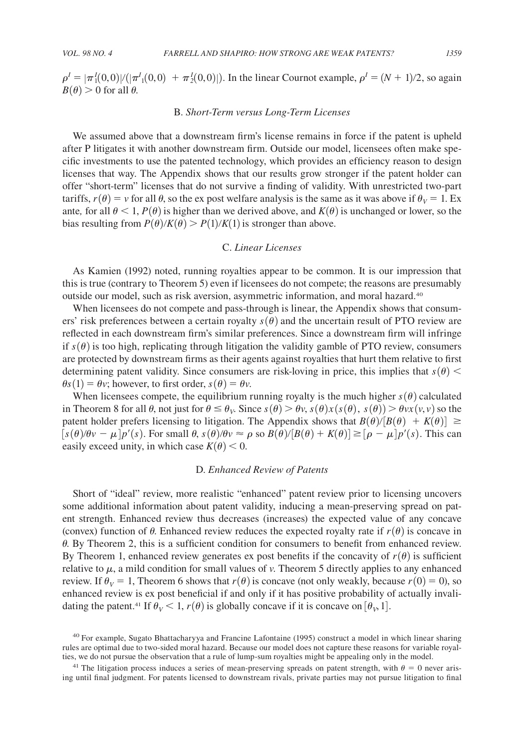$\rho^I = |\pi_1^I(0,0)|/(|\pi_1^I(0,0)| + \pi_2^I(0,0)|)$. In the linear Cournot example, $\rho^I = (N + 1)/2$, so again $B(\theta) > 0$ for all $\theta$.

### B. *Short-Term versus Long-Term Licenses*

We assumed above that a downstream firm's license remains in force if the patent is upheld after P litigates it with another downstream firm. Outside our model, licensees often make specific investments to use the patented technology, which provides an efficiency reason to design licenses that way. The Appendix shows that our results grow stronger if the patent holder can offer "short-term" licenses that do not survive a finding of validity. With unrestricted two-part tariffs, $r(\theta) = v$ for all $\theta$, so the ex post welfare analysis is the same as it was above if $\theta_V = 1$. Ex ante, for all $\theta < 1$, $P(\theta)$ is higher than we derived above, and $K(\theta)$ is unchanged or lower, so the bias resulting from $P(\theta)/K(\theta) > P(1)/K(1)$ is stronger than above.

### C. *Linear Licenses*

As Kamien (1992) noted, running royalties appear to be common. It is our impression that this is true (contrary to Theorem 5) even if licensees do not compete; the reasons are presumably outside our model, such as risk aversion, asymmetric information, and moral hazard.[40]

When licensees do not compete and pass-through is linear, the Appendix shows that consumers' risk preferences between a certain royalty $s(\theta)$ and the uncertain result of PTO review are reflected in each downstream firm's similar preferences. Since a downstream firm will infringe if $s(\theta)$ is too high, replicating through litigation the validity gamble of PTO review, consumers are protected by downstream firms as their agents against royalties that hurt them relative to first determining patent validity. Since consumers are risk-loving in price, this implies that $s(\theta) < \theta s(1) = \theta v$; however, to first order, $s(\theta) = \theta v$.

When licensees compete, the equilibrium running royalty is the much higher $s(\theta)$ calculated in Theorem 8 for all $\theta$, not just for $\theta \leq \theta_V$. Since $s(\theta) > \theta v$, $s(\theta)x(s(\theta), s(\theta)) > \theta v x(v, v)$ so the patent holder prefers licensing to litigation. The Appendix shows that $B(\theta)/[B(\theta) + K(\theta)] \geq [s(\theta)/\theta v - \mu]p'(s)$. For small $\theta$, $s(\theta)/\theta v \approx \rho$ so $B(\theta)/[B(\theta) + K(\theta)] \geq [\rho - \mu]p'(s)$. This can easily exceed unity, in which case $K(\theta) < 0$.

### D. *Enhanced Review of Patents*

Short of "ideal" review, more realistic "enhanced" patent review prior to licensing uncovers some additional information about patent validity, inducing a mean-preserving spread on patent strength. Enhanced review thus decreases (increases) the expected value of any concave (convex) function of $\theta$. Enhanced review reduces the expected royalty rate if $r(\theta)$ is concave in $\theta$. By Theorem 2, this is a sufficient condition for consumers to benefit from enhanced review. By Theorem 1, enhanced review generates ex post benefits if the concavity of $r(\theta)$ is sufficient relative to $\mu$, a mild condition for small values of $v$. Theorem 5 directly applies to any enhanced review. If $\theta_V = 1$, Theorem 6 shows that $r(\theta)$ is concave (not only weakly, because $r(0) = 0$), so enhanced review is ex post beneficial if and only if it has positive probability of actually invalidating the patent.[41] If $\theta_V < 1$, $r(\theta)$ is globally concave if it is concave on $[\theta_V, 1]$.

[40] For example, Sugato Bhattacharyya and Francine Lafontaine (1995) construct a model in which linear sharing rules are optimal due to two-sided moral hazard. Because our model does not capture these reasons for variable royalties, we do not pursue the observation that a rule of lump-sum royalties might be appealing only in the model.

[41] The litigation process induces a series of mean-preserving spreads on patent strength, with $\theta = 0$ never arising until final judgment. For patents licensed to downstream rivals, private parties may not pursue litigation to final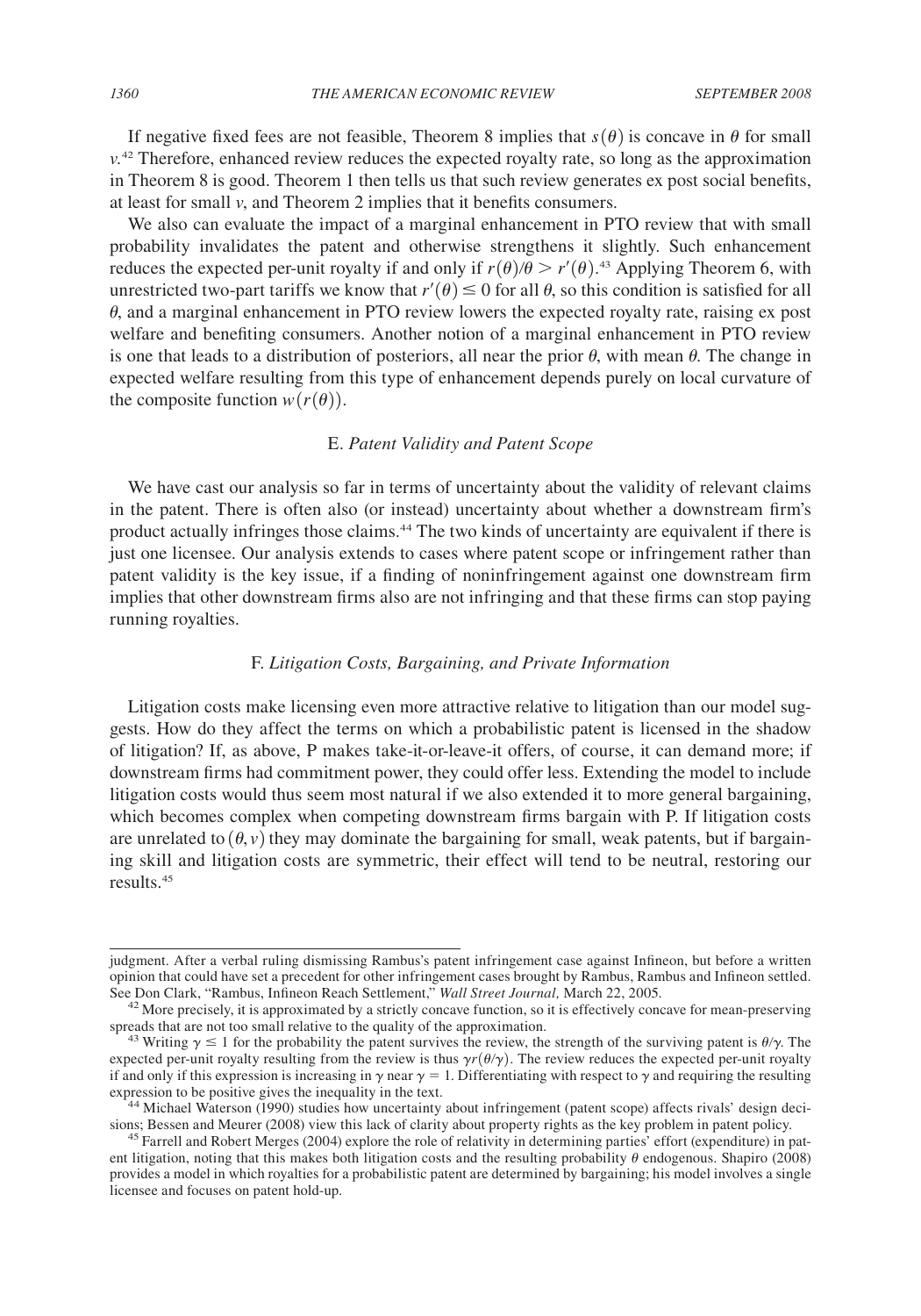If negative fixed fees are not feasible, Theorem 8 implies that $s(\theta)$ is concave in $\theta$ for small $v$.[42] Therefore, enhanced review reduces the expected royalty rate, so long as the approximation in Theorem 8 is good. Theorem 1 then tells us that such review generates ex post social benefits, at least for small $v$, and Theorem 2 implies that it benefits consumers.

We also can evaluate the impact of a marginal enhancement in PTO review that with small probability invalidates the patent and otherwise strengthens it slightly. Such enhancement reduces the expected per-unit royalty if and only if $r(\theta)/\theta > r'(\theta)$.[43] Applying Theorem 6, with unrestricted two-part tariffs we know that $r'(\theta) \leq 0$ for all $\theta$, so this condition is satisfied for all $\theta$, and a marginal enhancement in PTO review lowers the expected royalty rate, raising ex post welfare and benefiting consumers. Another notion of a marginal enhancement in PTO review is one that leads to a distribution of posteriors, all near the prior $\theta$, with mean $\theta$. The change in expected welfare resulting from this type of enhancement depends purely on local curvature of the composite function $w(r(\theta))$.

### E. *Patent Validity and Patent Scope*

We have cast our analysis so far in terms of uncertainty about the validity of relevant claims in the patent. There is often also (or instead) uncertainty about whether a downstream firm's product actually infringes those claims.[44] The two kinds of uncertainty are equivalent if there is just one licensee. Our analysis extends to cases where patent scope or infringement rather than patent validity is the key issue, if a finding of noninfringement against one downstream firm implies that other downstream firms also are not infringing and that these firms can stop paying running royalties.

### F. *Litigation Costs, Bargaining, and Private Information*

Litigation costs make licensing even more attractive relative to litigation than our model suggests. How do they affect the terms on which a probabilistic patent is licensed in the shadow of litigation? If, as above, P makes take-it-or-leave-it offers, of course, it can demand more; if downstream firms had commitment power, they could offer less. Extending the model to include litigation costs would thus seem most natural if we also extended it to more general bargaining, which becomes complex when competing downstream firms bargain with P. If litigation costs are unrelated to $(\theta, v)$ they may dominate the bargaining for small, weak patents, but if bargaining skill and litigation costs are symmetric, their effect will tend to be neutral, restoring our results.[45]

---

judgment. After a verbal ruling dismissing Rambus's patent infringement case against Infineon, but before a written opinion that could have set a precedent for other infringement cases brought by Rambus, Rambus and Infineon settled. See Don Clark, "Rambus, Infineon Reach Settlement," *Wall Street Journal,* March 22, 2005.

[42] More precisely, it is approximated by a strictly concave function, so it is effectively concave for mean-preserving spreads that are not too small relative to the quality of the approximation.

[43] Writing $\gamma \leq 1$ for the probability the patent survives the review, the strength of the surviving patent is $\theta/\gamma$. The expected per-unit royalty resulting from the review is thus $\gamma r(\theta/\gamma)$. The review reduces the expected per-unit royalty if and only if this expression is increasing in $\gamma$ near $\gamma = 1$. Differentiating with respect to $\gamma$ and requiring the resulting expression to be positive gives the inequality in the text.

[44] Michael Waterson (1990) studies how uncertainty about infringement (patent scope) affects rivals' design decisions; Bessen and Meurer (2008) view this lack of clarity about property rights as the key problem in patent policy.

[45] Farrell and Robert Merges (2004) explore the role of relativity in determining parties' effort (expenditure) in patent litigation, noting that this makes both litigation costs and the resulting probability $\theta$ endogenous. Shapiro (2008) provides a model in which royalties for a probabilistic patent are determined by bargaining; his model involves a single licensee and focuses on patent hold-up.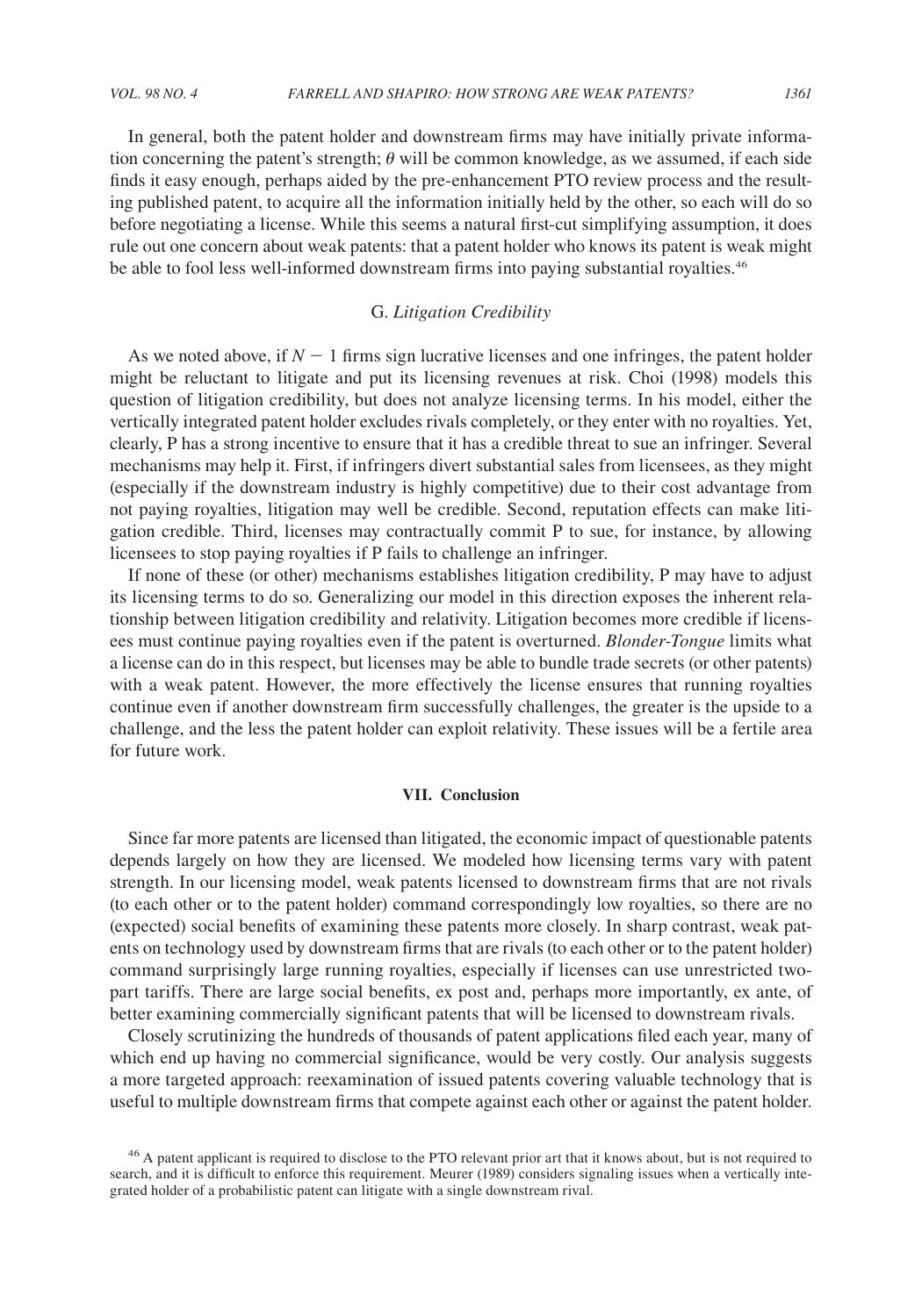In general, both the patent holder and downstream firms may have initially private information concerning the patent's strength; $\theta$ will be common knowledge, as we assumed, if each side finds it easy enough, perhaps aided by the pre-enhancement PTO review process and the resulting published patent, to acquire all the information initially held by the other, so each will do so before negotiating a license. While this seems a natural first-cut simplifying assumption, it does rule out one concern about weak patents: that a patent holder who knows its patent is weak might be able to fool less well-informed downstream firms into paying substantial royalties.[46]

### G. *Litigation Credibility*

As we noted above, if $N - 1$ firms sign lucrative licenses and one infringes, the patent holder might be reluctant to litigate and put its licensing revenues at risk. Choi (1998) models this question of litigation credibility, but does not analyze licensing terms. In his model, either the vertically integrated patent holder excludes rivals completely, or they enter with no royalties. Yet, clearly, P has a strong incentive to ensure that it has a credible threat to sue an infringer. Several mechanisms may help it. First, if infringers divert substantial sales from licensees, as they might (especially if the downstream industry is highly competitive) due to their cost advantage from not paying royalties, litigation may well be credible. Second, reputation effects can make litigation credible. Third, licenses may contractually commit P to sue, for instance, by allowing licensees to stop paying royalties if P fails to challenge an infringer.

If none of these (or other) mechanisms establishes litigation credibility, P may have to adjust its licensing terms to do so. Generalizing our model in this direction exposes the inherent relationship between litigation credibility and relativity. Litigation becomes more credible if licensees must continue paying royalties even if the patent is overturned. *Blonder-Tongue* limits what a license can do in this respect, but licenses may be able to bundle trade secrets (or other patents) with a weak patent. However, the more effectively the license ensures that running royalties continue even if another downstream firm successfully challenges, the greater is the upside to a challenge, and the less the patent holder can exploit relativity. These issues will be a fertile area for future work.

## VII. Conclusion

Since far more patents are licensed than litigated, the economic impact of questionable patents depends largely on how they are licensed. We modeled how licensing terms vary with patent strength. In our licensing model, weak patents licensed to downstream firms that are not rivals (to each other or to the patent holder) command correspondingly low royalties, so there are no (expected) social benefits of examining these patents more closely. In sharp contrast, weak patents on technology used by downstream firms that are rivals (to each other or to the patent holder) command surprisingly large running royalties, especially if licenses can use unrestricted two-part tariffs. There are large social benefits, ex post and, perhaps more importantly, ex ante, of better examining commercially significant patents that will be licensed to downstream rivals.

Closely scrutinizing the hundreds of thousands of patent applications filed each year, many of which end up having no commercial significance, would be very costly. Our analysis suggests a more targeted approach: reexamination of issued patents covering valuable technology that is useful to multiple downstream firms that compete against each other or against the patent holder.

[46] A patent applicant is required to disclose to the PTO relevant prior art that it knows about, but is not required to search, and it is difficult to enforce this requirement. Meurer (1989) considers signaling issues when a vertically integrated holder of a probabilistic patent can litigate with a single downstream rival.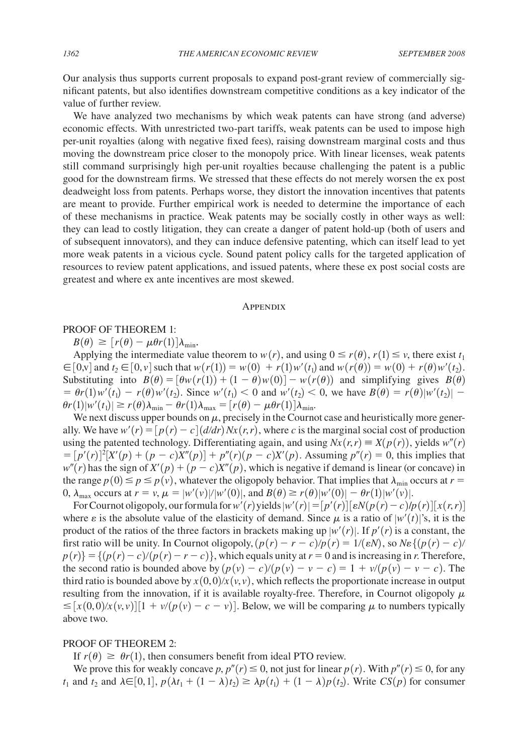Our analysis thus supports current proposals to expand post-grant review of commercially significant patents, but also identifies downstream competitive conditions as a key indicator of the value of further review.

We have analyzed two mechanisms by which weak patents can have strong (and adverse) economic effects. With unrestricted two-part tariffs, weak patents can be used to impose high per-unit royalties (along with negative fixed fees), raising downstream marginal costs and thus moving the downstream price closer to the monopoly price. With linear licenses, weak patents still command surprisingly high per-unit royalties because challenging the patent is a public good for the downstream firms. We stressed that these effects do not merely worsen the ex post deadweight loss from patents. Perhaps worse, they distort the innovation incentives that patents are meant to provide. Further empirical work is needed to determine the importance of each of these mechanisms in practice. Weak patents may be socially costly in other ways as well: they can lead to costly litigation, they can create a danger of patent hold-up (both of users and of subsequent innovators), and they can induce defensive patenting, which can itself lead to yet more weak patents in a vicious cycle. Sound patent policy calls for the targeted application of resources to review patent applications, and issued patents, where these ex post social costs are greatest and where ex ante incentives are most skewed.

## Appendix

### PROOF OF THEOREM 1:

$B(\theta) \geq [r(\theta) - \mu\theta r(1)]\lambda_{\min}$.

Applying the intermediate value theorem to $w(r)$, and using $0 \leq r(\theta)$, $r(1) \leq v$, there exist $t_1 \in [0,v]$ and $t_2 \in [0,v]$ such that $w(r(1)) = w(0) + r(1)w'(t_1)$ and $w(r(\theta)) = w(0) + r(\theta)w'(t_2)$. Substituting into $B(\theta) = [\theta w(r(1)) + (1-\theta)w(0)] - w(r(\theta))$ and simplifying gives $B(\theta) = \theta r(1)w'(t_1) - r(\theta)w'(t_2)$. Since $w'(t_1) < 0$ and $w'(t_2) < 0$, we have $B(\theta) = r(\theta)|w'(t_2)| - \theta r(1)|w'(t_1)| \geq r(\theta)\lambda_{\min} - \theta r(1)\lambda_{\max} = [r(\theta) - \mu\theta r(1)]\lambda_{\min}$.

We next discuss upper bounds on $\mu$, precisely in the Cournot case and heuristically more generally. We have $w'(r) = [p(r) - c](d/dr)Nx(r,r)$, where $c$ is the marginal social cost of production using the patented technology. Differentiating again, and using $Nx(r,r) \equiv X(p(r))$, yields $w''(r) = [p'(r)]^2[X'(p) + (p-c)X''(p)] + p''(r)(p-c)X'(p)$. Assuming $p''(r) = 0$, this implies that $w''(r)$ has the sign of $X'(p) + (p-c)X''(p)$, which is negative if demand is linear (or concave) in the range $p(0) \leq p \leq p(v)$, whatever the oligopoly behavior. That implies that $\lambda_{\min}$ occurs at $r = 0$, $\lambda_{\max}$ occurs at $r = v$, $\mu = |w'(v)|/|w'(0)|$, and $B(\theta) \geq r(\theta)|w'(0)| - \theta r(1)|w'(v)|$.

For Cournot oligopoly, our formula for $w'(r)$ yields $|w'(r)| = [p'(r)][\varepsilon N(p(r)-c)/p(r)][x(r,r)]$ where $\varepsilon$ is the absolute value of the elasticity of demand. Since $\mu$ is a ratio of $|w'(t)|$'s, it is the product of the ratios of the three factors in brackets making up $|w'(r)|$. If $p'(r)$ is a constant, the first ratio will be unity. In Cournot oligopoly, $(p(r) - r - c)/p(r) = 1/(\varepsilon N)$, so $N\varepsilon\{(p(r)-c)/p(r)\} = \{(p(r)-c)/(p(r)-r-c)\}$, which equals unity at $r = 0$ and is increasing in $r$. Therefore, the second ratio is bounded above by $(p(v)-c)/(p(v)-v-c) = 1 + v/(p(v)-v-c)$. The third ratio is bounded above by $x(0,0)/x(v,v)$, which reflects the proportionate increase in output resulting from the innovation, if it is available royalty-free. Therefore, in Cournot oligopoly $\mu \leq [x(0,0)/x(v,v)][1 + v/(p(v) - c - v)]$. Below, we will be comparing $\mu$ to numbers typically above two.

### PROOF OF THEOREM 2:

If $r(\theta) \geq \theta r(1)$, then consumers benefit from ideal PTO review.

We prove this for weakly concave $p$, $p''(r) \leq 0$, not just for linear $p(r)$. With $p''(r) \leq 0$, for any $t_1$ and $t_2$ and $\lambda \in [0,1]$, $p(\lambda t_1 + (1-\lambda)t_2) \geq \lambda p(t_1) + (1-\lambda)p(t_2)$. Write $CS(p)$ for consumer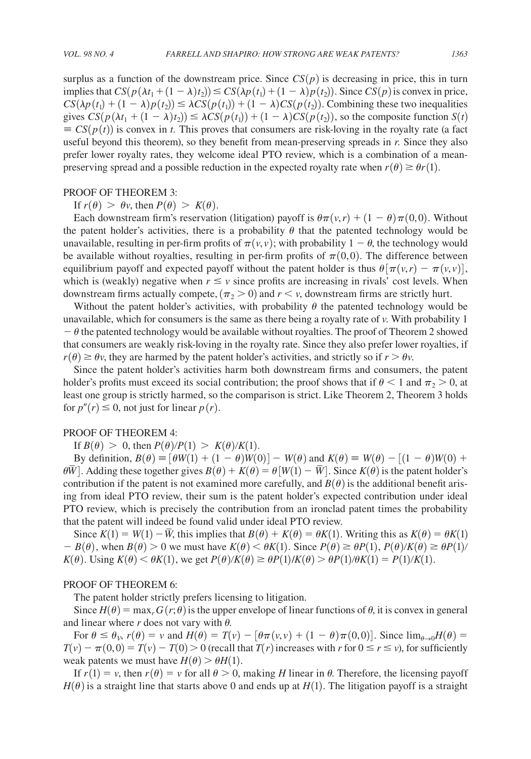surplus as a function of the downstream price. Since $CS(p)$ is decreasing in price, this in turn implies that $CS(p(\lambda t_1 + (1-\lambda)t_2)) \leq CS(\lambda p(t_1) + (1-\lambda)p(t_2))$. Since $CS(p)$ is convex in price, $CS(\lambda p(t_1) + (1-\lambda)p(t_2)) \leq \lambda CS(p(t_1)) + (1-\lambda)CS(p(t_2))$. Combining these two inequalities gives $CS(p(\lambda t_1 + (1-\lambda)t_2)) \leq \lambda CS(p(t_1)) + (1-\lambda)CS(p(t_2))$, so the composite function $S(t) \equiv CS(p(t))$ is convex in $t$. This proves that consumers are risk-loving in the royalty rate (a fact useful beyond this theorem), so they benefit from mean-preserving spreads in $r$. Since they also prefer lower royalty rates, they welcome ideal PTO review, which is a combination of a mean-preserving spread and a possible reduction in the expected royalty rate when $r(\theta) \geq \theta r(1)$.

PROOF OF THEOREM 3:

If $r(\theta) > \theta v$, then $P(\theta) > K(\theta)$.

Each downstream firm's reservation (litigation) payoff is $\theta\pi(v,r) + (1-\theta)\pi(0,0)$. Without the patent holder's activities, there is a probability $\theta$ that the patented technology would be unavailable, resulting in per-firm profits of $\pi(v,v)$; with probability $1-\theta$, the technology would be available without royalties, resulting in per-firm profits of $\pi(0,0)$. The difference between equilibrium payoff and expected payoff without the patent holder is thus $\theta[\pi(v,r) - \pi(v,v)]$, which is (weakly) negative when $r \leq v$ since profits are increasing in rivals' cost levels. When downstream firms actually compete, $(\pi_2 > 0)$ and $r < v$, downstream firms are strictly hurt.

Without the patent holder's activities, with probability $\theta$ the patented technology would be unavailable, which for consumers is the same as there being a royalty rate of $v$. With probability $1 - \theta$ the patented technology would be available without royalties. The proof of Theorem 2 showed that consumers are weakly risk-loving in the royalty rate. Since they also prefer lower royalties, if $r(\theta) \geq \theta v$, they are harmed by the patent holder's activities, and strictly so if $r > \theta v$.

Since the patent holder's activities harm both downstream firms and consumers, the patent holder's profits must exceed its social contribution; the proof shows that if $\theta < 1$ and $\pi_2 > 0$, at least one group is strictly harmed, so the comparison is strict. Like Theorem 2, Theorem 3 holds for $p''(r) \leq 0$, not just for linear $p(r)$.

PROOF OF THEOREM 4:

If $B(\theta) > 0$, then $P(\theta)/P(1) > K(\theta)/K(1)$.

By definition, $B(\theta) \equiv [\theta W(1) + (1-\theta)W(0)] - W(\theta)$ and $K(\theta) \equiv W(\theta) - [(1-\theta)W(0) + \theta\bar{W}]$. Adding these together gives $B(\theta) + K(\theta) = \theta[W(1) - \bar{W}]$. Since $K(\theta)$ is the patent holder's contribution if the patent is not examined more carefully, and $B(\theta)$ is the additional benefit arising from ideal PTO review, their sum is the patent holder's expected contribution under ideal PTO review, which is precisely the contribution from an ironclad patent times the probability that the patent will indeed be found valid under ideal PTO review.

Since $K(1) = W(1) - \bar{W}$, this implies that $B(\theta) + K(\theta) = \theta K(1)$. Writing this as $K(\theta) = \theta K(1) - B(\theta)$, when $B(\theta) > 0$ we must have $K(\theta) < \theta K(1)$. Since $P(\theta) \geq \theta P(1)$, $P(\theta)/K(\theta) \geq \theta P(1)/K(\theta)$. Using $K(\theta) < \theta K(1)$, we get $P(\theta)/K(\theta) \geq \theta P(1)/K(\theta) > \theta P(1)/\theta K(1) = P(1)/K(1)$.

PROOF OF THEOREM 6:

The patent holder strictly prefers licensing to litigation.

Since $H(\theta) = \max_r G(r;\theta)$ is the upper envelope of linear functions of $\theta$, it is convex in general and linear where $r$ does not vary with $\theta$.

For $\theta \leq \theta_V$, $r(\theta) = v$ and $H(\theta) = T(v) - [\theta\pi(v,v) + (1-\theta)\pi(0,0)]$. Since $\lim_{\theta\to 0} H(\theta) = T(v) - \pi(0,0) = T(v) - T(0) > 0$ (recall that $T(r)$ increases with $r$ for $0 \leq r \leq v$), for sufficiently weak patents we must have $H(\theta) > \theta H(1)$.

If $r(1) = v$, then $r(\theta) = v$ for all $\theta > 0$, making $H$ linear in $\theta$. Therefore, the licensing payoff $H(\theta)$ is a straight line that starts above 0 and ends up at $H(1)$. The litigation payoff is a straight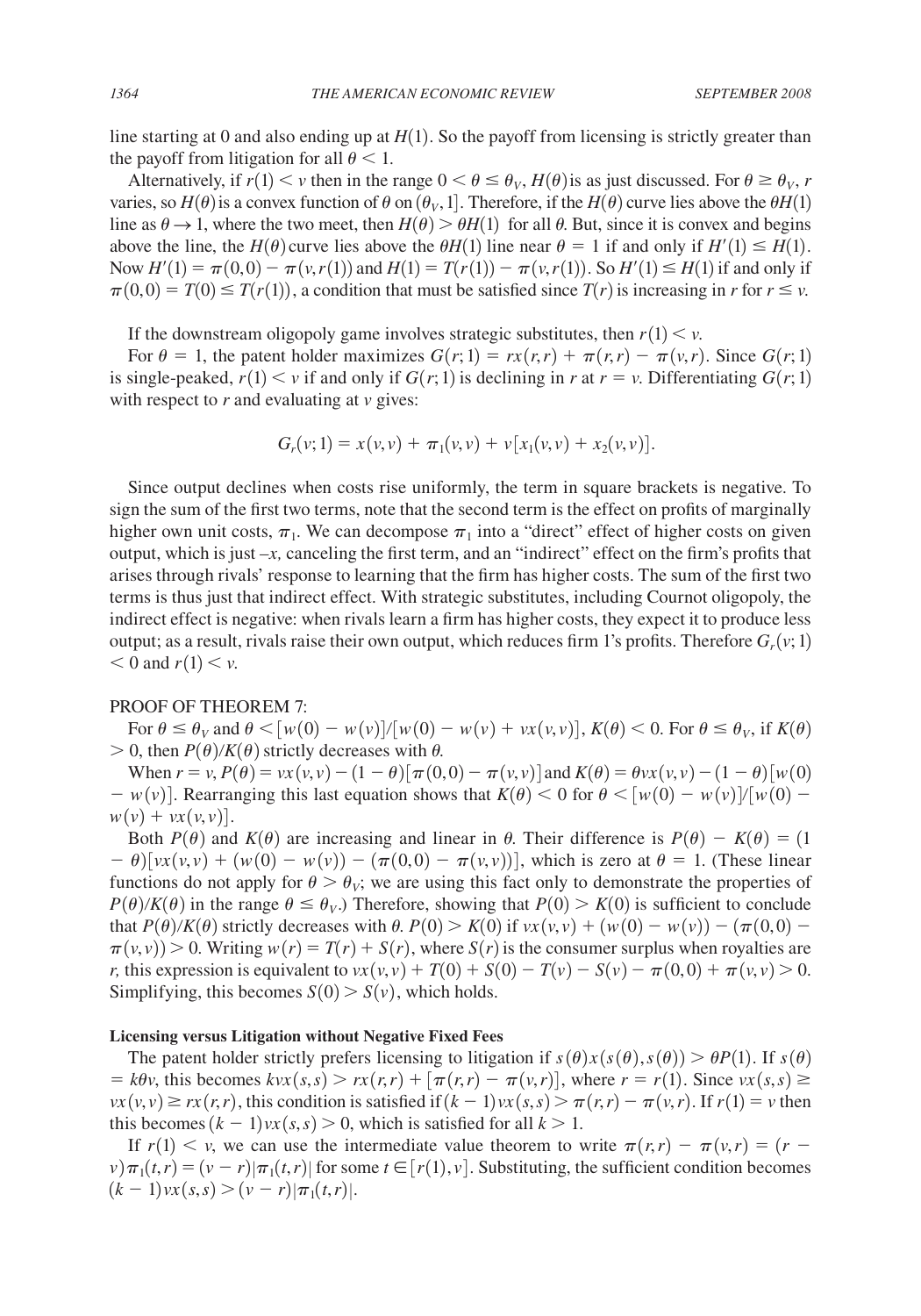line starting at 0 and also ending up at $H(1)$. So the payoff from licensing is strictly greater than the payoff from litigation for all $\theta < 1$.

Alternatively, if $r(1) < v$ then in the range $0 < \theta \leq \theta_V$, $H(\theta)$ is as just discussed. For $\theta \geq \theta_V$, $r$ varies, so $H(\theta)$ is a convex function of $\theta$ on $(\theta_V, 1]$. Therefore, if the $H(\theta)$ curve lies above the $\theta H(1)$ line as $\theta \to 1$, where the two meet, then $H(\theta) > \theta H(1)$ for all $\theta$. But, since it is convex and begins above the line, the $H(\theta)$ curve lies above the $\theta H(1)$ line near $\theta = 1$ if and only if $H'(1) \leq H(1)$. Now $H'(1) = \pi(0,0) - \pi(v, r(1))$ and $H(1) = T(r(1)) - \pi(v, r(1))$. So $H'(1) \leq H(1)$ if and only if $\pi(0,0) = T(0) \leq T(r(1))$, a condition that must be satisfied since $T(r)$ is increasing in $r$ for $r \leq v$.

If the downstream oligopoly game involves strategic substitutes, then $r(1) < v$.

For $\theta = 1$, the patent holder maximizes $G(r;1) = rx(r,r) + \pi(r,r) - \pi(v,r)$. Since $G(r;1)$ is single-peaked, $r(1) < v$ if and only if $G(r;1)$ is declining in $r$ at $r = v$. Differentiating $G(r;1)$ with respect to $r$ and evaluating at $v$ gives:

$$G_r(v;1) = x(v,v) + \pi_1(v,v) + v[x_1(v,v) + x_2(v,v)].$$

Since output declines when costs rise uniformly, the term in square brackets is negative. To sign the sum of the first two terms, note that the second term is the effect on profits of marginally higher own unit costs, $\pi_1$. We can decompose $\pi_1$ into a "direct" effect of higher costs on given output, which is just $-x$, canceling the first term, and an "indirect" effect on the firm's profits that arises through rivals' response to learning that the firm has higher costs. The sum of the first two terms is thus just that indirect effect. With strategic substitutes, including Cournot oligopoly, the indirect effect is negative: when rivals learn a firm has higher costs, they expect it to produce less output; as a result, rivals raise their own output, which reduces firm 1's profits. Therefore $G_r(v;1) < 0$ and $r(1) < v$.

PROOF OF THEOREM 7:

For $\theta \leq \theta_V$ and $\theta < [w(0) - w(v)]/[w(0) - w(v) + vx(v,v)]$, $K(\theta) < 0$. For $\theta \leq \theta_V$, if $K(\theta) > 0$, then $P(\theta)/K(\theta)$ strictly decreases with $\theta$.

When $r = v$, $P(\theta) = vx(v,v) - (1-\theta)[\pi(0,0) - \pi(v,v)]$ and $K(\theta) = \theta vx(v,v) - (1-\theta)[w(0) - w(v)]$. Rearranging this last equation shows that $K(\theta) < 0$ for $\theta < [w(0) - w(v)]/[w(0) - w(v) + vx(v,v)]$.

Both $P(\theta)$ and $K(\theta)$ are increasing and linear in $\theta$. Their difference is $P(\theta) - K(\theta) = (1 - \theta)[vx(v,v) + (w(0) - w(v)) - (\pi(0,0) - \pi(v,v))]$, which is zero at $\theta = 1$. (These linear functions do not apply for $\theta > \theta_V$; we are using this fact only to demonstrate the properties of $P(\theta)/K(\theta)$ in the range $\theta \leq \theta_V$.) Therefore, showing that $P(0) > K(0)$ is sufficient to conclude that $P(\theta)/K(\theta)$ strictly decreases with $\theta$. $P(0) > K(0)$ if $vx(v,v) + (w(0) - w(v)) - (\pi(0,0) - \pi(v,v)) > 0$. Writing $w(r) = T(r) + S(r)$, where $S(r)$ is the consumer surplus when royalties are $r$, this expression is equivalent to $vx(v,v) + T(0) + S(0) - T(v) - S(v) - \pi(0,0) + \pi(v,v) > 0$. Simplifying, this becomes $S(0) > S(v)$, which holds.

**Licensing versus Litigation without Negative Fixed Fees**

The patent holder strictly prefers licensing to litigation if $s(\theta)x(s(\theta), s(\theta)) > \theta P(1)$. If $s(\theta) = k\theta v$, this becomes $kvx(s,s) > rx(r,r) + [\pi(r,r) - \pi(v,r)]$, where $r = r(1)$. Since $vx(s,s) \geq vx(v,v) \geq rx(r,r)$, this condition is satisfied if $(k-1)vx(s,s) > \pi(r,r) - \pi(v,r)$. If $r(1) = v$ then this becomes $(k-1)vx(s,s) > 0$, which is satisfied for all $k > 1$.

If $r(1) < v$, we can use the intermediate value theorem to write $\pi(r,r) - \pi(v,r) = (r - v)\pi_1(t,r) = (v - r)|\pi_1(t,r)|$ for some $t \in [r(1), v]$. Substituting, the sufficient condition becomes $(k-1)vx(s,s) > (v-r)|\pi_1(t,r)|$.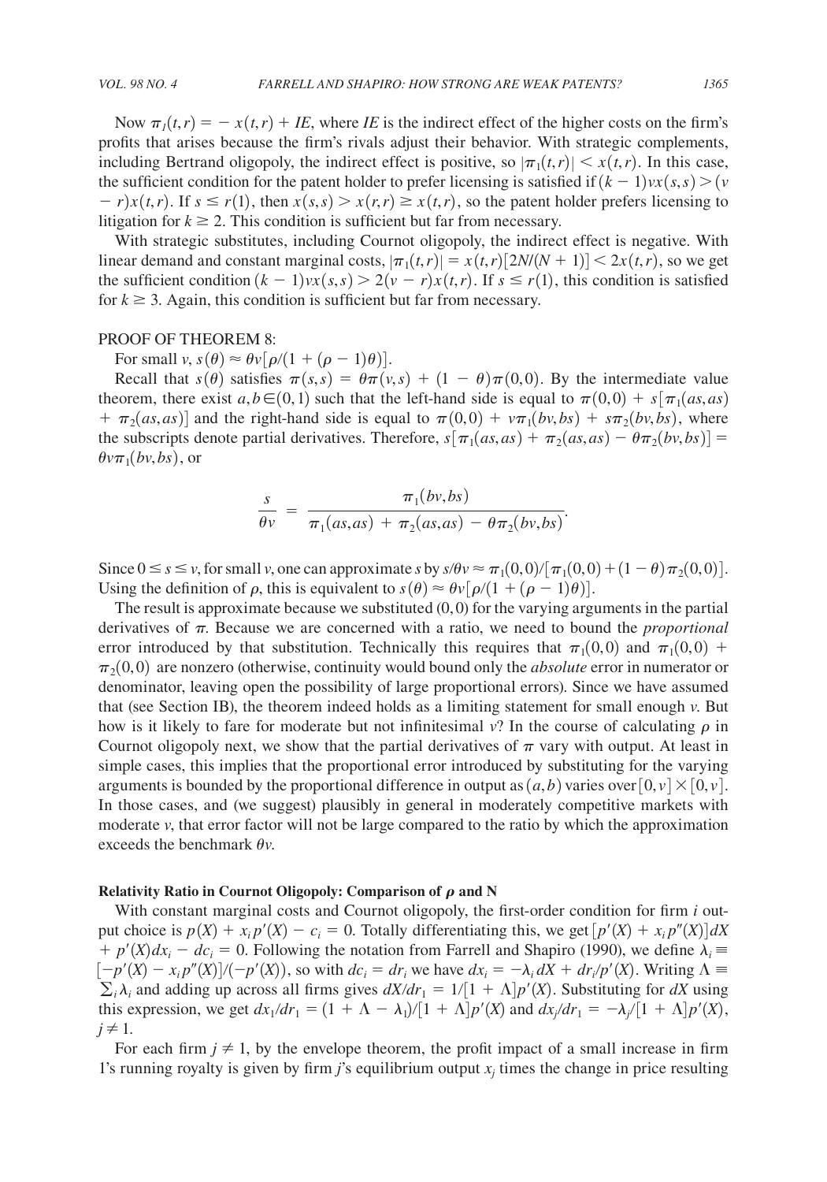Now $\pi_1(t,r) = -x(t,r) + IE$, where *IE* is the indirect effect of the higher costs on the firm's profits that arises because the firm's rivals adjust their behavior. With strategic complements, including Bertrand oligopoly, the indirect effect is positive, so $|\pi_1(t,r)| < x(t,r)$. In this case, the sufficient condition for the patent holder to prefer licensing is satisfied if $(k-1)vx(s,s) > (v - r)x(t,r)$. If $s \leq r(1)$, then $x(s,s) > x(r,r) \geq x(t,r)$, so the patent holder prefers licensing to litigation for $k \geq 2$. This condition is sufficient but far from necessary.

With strategic substitutes, including Cournot oligopoly, the indirect effect is negative. With linear demand and constant marginal costs, $|\pi_1(t,r)| = x(t,r)[2N/(N+1)] < 2x(t,r)$, so we get the sufficient condition $(k-1)vx(s,s) > 2(v-r)x(t,r)$. If $s \leq r(1)$, this condition is satisfied for $k \geq 3$. Again, this condition is sufficient but far from necessary.

PROOF OF THEOREM 8:

For small $v$, $s(\theta) \approx \theta v[\rho/(1 + (\rho - 1)\theta)]$.

Recall that $s(\theta)$ satisfies $\pi(s,s) = \theta\pi(v,s) + (1-\theta)\pi(0,0)$. By the intermediate value theorem, there exist $a, b \in (0,1)$ such that the left-hand side is equal to $\pi(0,0) + s[\pi_1(as,as) + \pi_2(as,as)]$ and the right-hand side is equal to $\pi(0,0) + v\pi_1(bv,bs) + s\pi_2(bv,bs)$, where the subscripts denote partial derivatives. Therefore, $s[\pi_1(as,as) + \pi_2(as,as) - \theta\pi_2(bv,bs)] = \theta v \pi_1(bv,bs)$, or

$$\frac{s}{\theta v} = \frac{\pi_1(bv,bs)}{\pi_1(as,as) + \pi_2(as,as) - \theta\pi_2(bv,bs)}.$$

Since $0 \leq s \leq v$, for small $v$, one can approximate $s$ by $s/\theta v \approx \pi_1(0,0)/[\pi_1(0,0) + (1-\theta)\pi_2(0,0)]$. Using the definition of $\rho$, this is equivalent to $s(\theta) \approx \theta v[\rho/(1 + (\rho - 1)\theta)]$.

The result is approximate because we substituted $(0,0)$ for the varying arguments in the partial derivatives of $\pi$. Because we are concerned with a ratio, we need to bound the *proportional* error introduced by that substitution. Technically this requires that $\pi_1(0,0)$ and $\pi_1(0,0) + \pi_2(0,0)$ are nonzero (otherwise, continuity would bound only the *absolute* error in numerator or denominator, leaving open the possibility of large proportional errors). Since we have assumed that (see Section IB), the theorem indeed holds as a limiting statement for small enough $v$. But how is it likely to fare for moderate but not infinitesimal $v$? In the course of calculating $\rho$ in Cournot oligopoly next, we show that the partial derivatives of $\pi$ vary with output. At least in simple cases, this implies that the proportional error introduced by substituting for the varying arguments is bounded by the proportional difference in output as $(a,b)$ varies over $[0,v] \times [0,v]$. In those cases, and (we suggest) plausibly in general in moderately competitive markets with moderate $v$, that error factor will not be large compared to the ratio by which the approximation exceeds the benchmark $\theta v$.

**Relativity Ratio in Cournot Oligopoly: Comparison of $\rho$ and N**

With constant marginal costs and Cournot oligopoly, the first-order condition for firm $i$ output choice is $p(X) + x_i p'(X) - c_i = 0$. Totally differentiating this, we get $[p'(X) + x_i p''(X)]dX + p'(X)dx_i - dc_i = 0$. Following the notation from Farrell and Shapiro (1990), we define $\lambda_i \equiv [-p'(X) - x_i p''(X)]/(-p'(X))$, so with $dc_i = dr_i$ we have $dx_i = -\lambda_i dX + dr_i/p'(X)$. Writing $\Lambda \equiv \sum_i \lambda_i$ and adding up across all firms gives $dX/dr_1 = 1/[1 + \Lambda]p'(X)$. Substituting for $dX$ using this expression, we get $dx_1/dr_1 = (1 + \Lambda - \lambda_1)/[1 + \Lambda]p'(X)$ and $dx_j/dr_1 = -\lambda_j/[1 + \Lambda]p'(X)$, $j \neq 1$.

For each firm $j \neq 1$, by the envelope theorem, the profit impact of a small increase in firm 1's running royalty is given by firm $j$'s equilibrium output $x_j$ times the change in price resulting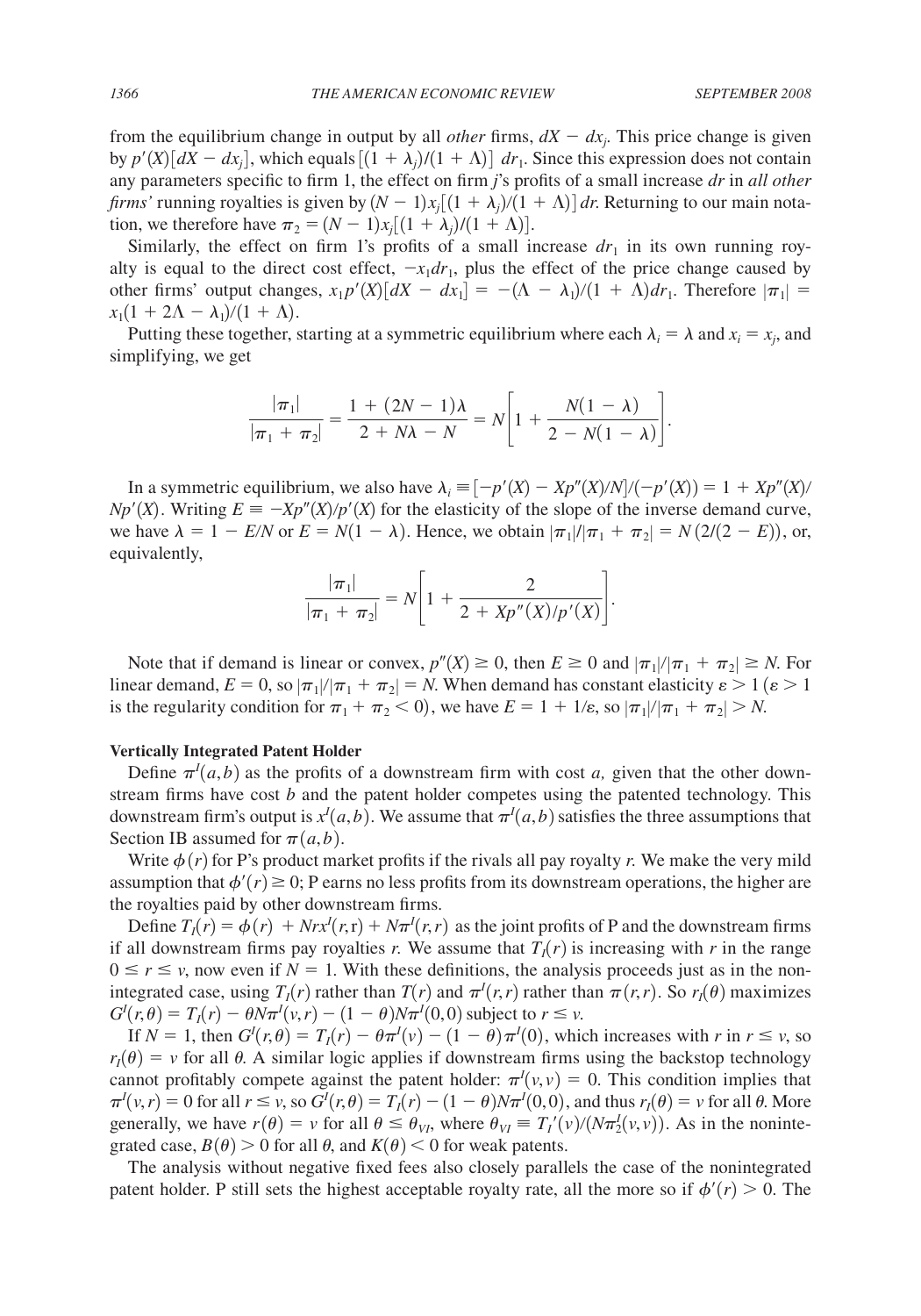from the equilibrium change in output by all *other* firms, $dX - dx_j$. This price change is given by $p'(X)[dX - dx_j]$, which equals $[(1 + \lambda_j)/(1 + \Lambda)]\ dr_1$. Since this expression does not contain any parameters specific to firm 1, the effect on firm *j*'s profits of a small increase $dr$ in *all other firms'* running royalties is given by $(N - 1)x_j[(1 + \lambda_j)/(1 + \Lambda)]\,dr$. Returning to our main notation, we therefore have $\pi_2 = (N - 1)x_j[(1 + \lambda_j)/(1 + \Lambda)]$.

Similarly, the effect on firm 1's profits of a small increase $dr_1$ in its own running royalty is equal to the direct cost effect, $-x_1 dr_1$, plus the effect of the price change caused by other firms' output changes, $x_1 p'(X)[dX - dx_1] = -(\Lambda - \lambda_1)/(1 + \Lambda)dr_1$. Therefore $|\pi_1| = x_1(1 + 2\Lambda - \lambda_1)/(1 + \Lambda)$.

Putting these together, starting at a symmetric equilibrium where each $\lambda_i = \lambda$ and $x_i = x_j$, and simplifying, we get

$$\frac{|\pi_1|}{|\pi_1 + \pi_2|} = \frac{1 + (2N - 1)\lambda}{2 + N\lambda - N} = N\left[1 + \frac{N(1 - \lambda)}{2 - N(1 - \lambda)}\right].$$

In a symmetric equilibrium, we also have $\lambda_i \equiv [-p'(X) - Xp''(X)/N]/(-p'(X)) = 1 + Xp''(X)/Np'(X)$. Writing $E \equiv -Xp''(X)/p'(X)$ for the elasticity of the slope of the inverse demand curve, we have $\lambda = 1 - E/N$ or $E = N(1 - \lambda)$. Hence, we obtain $|\pi_1|/|\pi_1 + \pi_2| = N(2/(2 - E))$, or, equivalently,

$$\frac{|\pi_1|}{|\pi_1 + \pi_2|} = N\left[1 + \frac{2}{2 + Xp''(X)/p'(X)}\right].$$

Note that if demand is linear or convex, $p''(X) \geq 0$, then $E \geq 0$ and $|\pi_1|/|\pi_1 + \pi_2| \geq N$. For linear demand, $E = 0$, so $|\pi_1|/|\pi_1 + \pi_2| = N$. When demand has constant elasticity $\varepsilon > 1$ ($\varepsilon > 1$ is the regularity condition for $\pi_1 + \pi_2 < 0$), we have $E = 1 + 1/\varepsilon$, so $|\pi_1|/|\pi_1 + \pi_2| > N$.

**Vertically Integrated Patent Holder**

Define $\pi^I(a,b)$ as the profits of a downstream firm with cost $a$, given that the other downstream firms have cost $b$ and the patent holder competes using the patented technology. This downstream firm's output is $x^I(a,b)$. We assume that $\pi^I(a,b)$ satisfies the three assumptions that Section IB assumed for $\pi(a,b)$.

Write $\phi(r)$ for P's product market profits if the rivals all pay royalty $r$. We make the very mild assumption that $\phi'(r) \geq 0$; P earns no less profits from its downstream operations, the higher are the royalties paid by other downstream firms.

Define $T_I(r) = \phi(r) + Nrx^I(r,r) + N\pi^I(r,r)$ as the joint profits of P and the downstream firms if all downstream firms pay royalties $r$. We assume that $T_I(r)$ is increasing with $r$ in the range $0 \leq r \leq v$, now even if $N = 1$. With these definitions, the analysis proceeds just as in the nonintegrated case, using $T_I(r)$ rather than $T(r)$ and $\pi^I(r,r)$ rather than $\pi(r,r)$. So $r_I(\theta)$ maximizes $G^I(r,\theta) = T_I(r) - \theta N\pi^I(v,r) - (1 - \theta)N\pi^I(0,0)$ subject to $r \leq v$.

If $N = 1$, then $G^I(r,\theta) = T_I(r) - \theta\pi^I(v) - (1 - \theta)\pi^I(0)$, which increases with $r$ in $r \leq v$, so $r_I(\theta) = v$ for all $\theta$. A similar logic applies if downstream firms using the backstop technology cannot profitably compete against the patent holder: $\pi^I(v,v) = 0$. This condition implies that $\pi^I(v,r) = 0$ for all $r \leq v$, so $G^I(r,\theta) = T_I(r) - (1 - \theta)N\pi^I(0,0)$, and thus $r_I(\theta) = v$ for all $\theta$. More generally, we have $r(\theta) = v$ for all $\theta \leq \theta_{VI}$, where $\theta_{VI} \equiv T_I{}'(v)/(N\pi_2^I(v,v))$. As in the nonintegrated case, $B(\theta) > 0$ for all $\theta$, and $K(\theta) < 0$ for weak patents.

The analysis without negative fixed fees also closely parallels the case of the nonintegrated patent holder. P still sets the highest acceptable royalty rate, all the more so if $\phi'(r) > 0$. The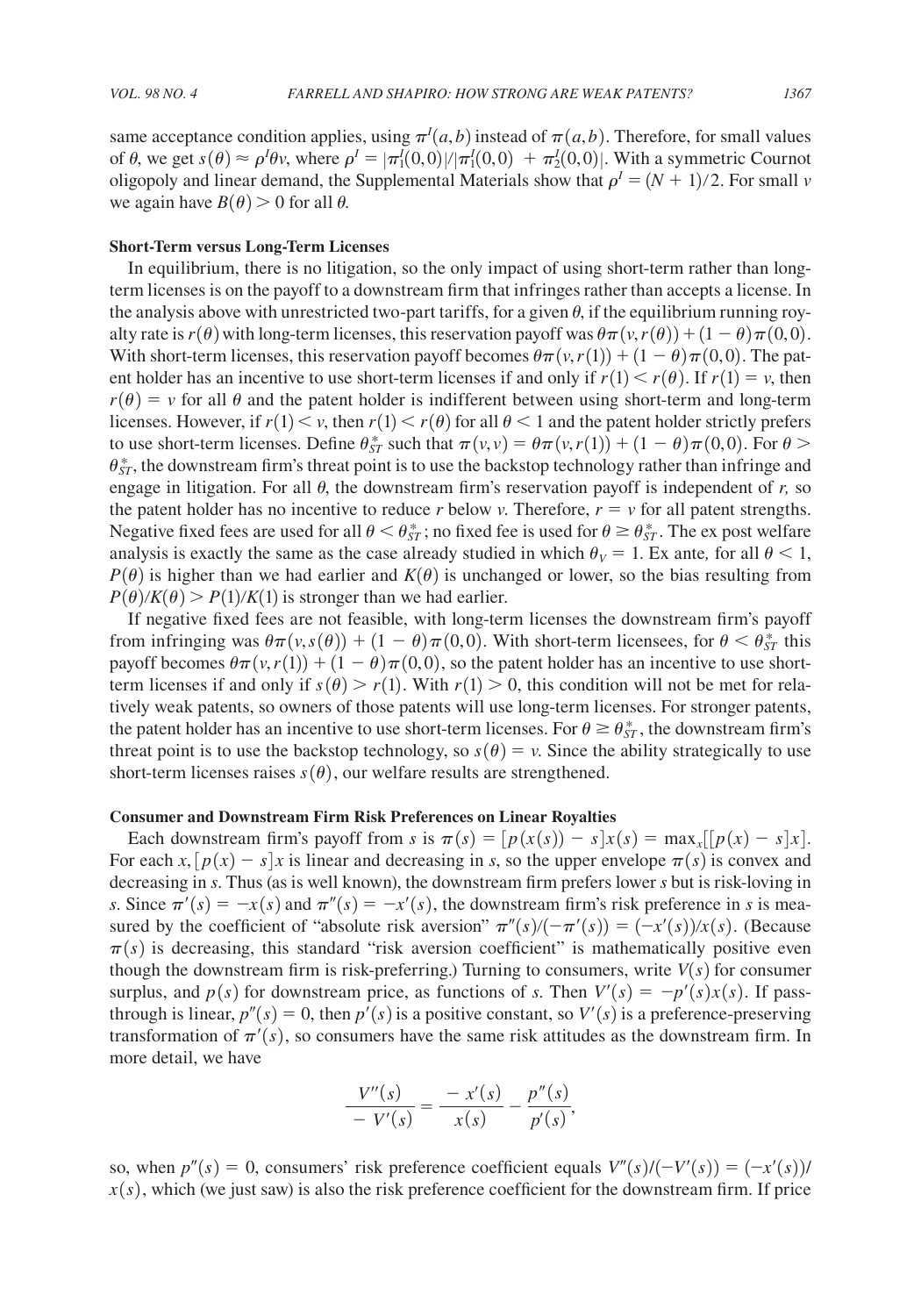same acceptance condition applies, using $\pi^I(a,b)$ instead of $\pi(a,b)$. Therefore, for small values of $\theta$, we get $s(\theta) \approx \rho^I \theta v$, where $\rho^I = |\pi_1^I(0,0)|/|\pi_1^I(0,0) + \pi_2^I(0,0)|$. With a symmetric Cournot oligopoly and linear demand, the Supplemental Materials show that $\rho^I = (N+1)/2$. For small $v$ we again have $B(\theta) > 0$ for all $\theta$.

**Short-Term versus Long-Term Licenses**

In equilibrium, there is no litigation, so the only impact of using short-term rather than long-term licenses is on the payoff to a downstream firm that infringes rather than accepts a license. In the analysis above with unrestricted two-part tariffs, for a given $\theta$, if the equilibrium running royalty rate is $r(\theta)$ with long-term licenses, this reservation payoff was $\theta\pi(v, r(\theta)) + (1-\theta)\pi(0,0)$. With short-term licenses, this reservation payoff becomes $\theta\pi(v, r(1)) + (1-\theta)\pi(0,0)$. The patent holder has an incentive to use short-term licenses if and only if $r(1) < r(\theta)$. If $r(1) = v$, then $r(\theta) = v$ for all $\theta$ and the patent holder is indifferent between using short-term and long-term licenses. However, if $r(1) < v$, then $r(1) < r(\theta)$ for all $\theta < 1$ and the patent holder strictly prefers to use short-term licenses. Define $\theta_{ST}^*$ such that $\pi(v,v) = \theta\pi(v, r(1)) + (1-\theta)\pi(0,0)$. For $\theta > \theta_{ST}^*$, the downstream firm's threat point is to use the backstop technology rather than infringe and engage in litigation. For all $\theta$, the downstream firm's reservation payoff is independent of $r$, so the patent holder has no incentive to reduce $r$ below $v$. Therefore, $r = v$ for all patent strengths. Negative fixed fees are used for all $\theta < \theta_{ST}^*$; no fixed fee is used for $\theta \geq \theta_{ST}^*$. The ex post welfare analysis is exactly the same as the case already studied in which $\theta_V = 1$. Ex ante, for all $\theta < 1$, $P(\theta)$ is higher than we had earlier and $K(\theta)$ is unchanged or lower, so the bias resulting from $P(\theta)/K(\theta) > P(1)/K(1)$ is stronger than we had earlier.

If negative fixed fees are not feasible, with long-term licenses the downstream firm's payoff from infringing was $\theta\pi(v, s(\theta)) + (1-\theta)\pi(0,0)$. With short-term licensees, for $\theta < \theta_{ST}^*$ this payoff becomes $\theta\pi(v, r(1)) + (1-\theta)\pi(0,0)$, so the patent holder has an incentive to use short-term licenses if and only if $s(\theta) > r(1)$. With $r(1) > 0$, this condition will not be met for relatively weak patents, so owners of those patents will use long-term licenses. For stronger patents, the patent holder has an incentive to use short-term licenses. For $\theta \geq \theta_{ST}^*$, the downstream firm's threat point is to use the backstop technology, so $s(\theta) = v$. Since the ability strategically to use short-term licenses raises $s(\theta)$, our welfare results are strengthened.

**Consumer and Downstream Firm Risk Preferences on Linear Royalties**

Each downstream firm's payoff from $s$ is $\pi(s) = [p(x(s)) - s]x(s) = \max_x[[p(x) - s]x]$. For each $x$, $[p(x) - s]x$ is linear and decreasing in $s$, so the upper envelope $\pi(s)$ is convex and decreasing in $s$. Thus (as is well known), the downstream firm prefers lower $s$ but is risk-loving in $s$. Since $\pi'(s) = -x(s)$ and $\pi''(s) = -x'(s)$, the downstream firm's risk preference in $s$ is measured by the coefficient of "absolute risk aversion" $\pi''(s)/(-\pi'(s)) = (-x'(s))/x(s)$. (Because $\pi(s)$ is decreasing, this standard "risk aversion coefficient" is mathematically positive even though the downstream firm is risk-preferring.) Turning to consumers, write $V(s)$ for consumer surplus, and $p(s)$ for downstream price, as functions of $s$. Then $V'(s) = -p'(s)x(s)$. If pass-through is linear, $p''(s) = 0$, then $p'(s)$ is a positive constant, so $V'(s)$ is a preference-preserving transformation of $\pi'(s)$, so consumers have the same risk attitudes as the downstream firm. In more detail, we have

$$\frac{V''(s)}{-V'(s)} = \frac{-x'(s)}{x(s)} - \frac{p''(s)}{p'(s)},$$

so, when $p''(s) = 0$, consumers' risk preference coefficient equals $V''(s)/(-V'(s)) = (-x'(s))/x(s)$, which (we just saw) is also the risk preference coefficient for the downstream firm. If price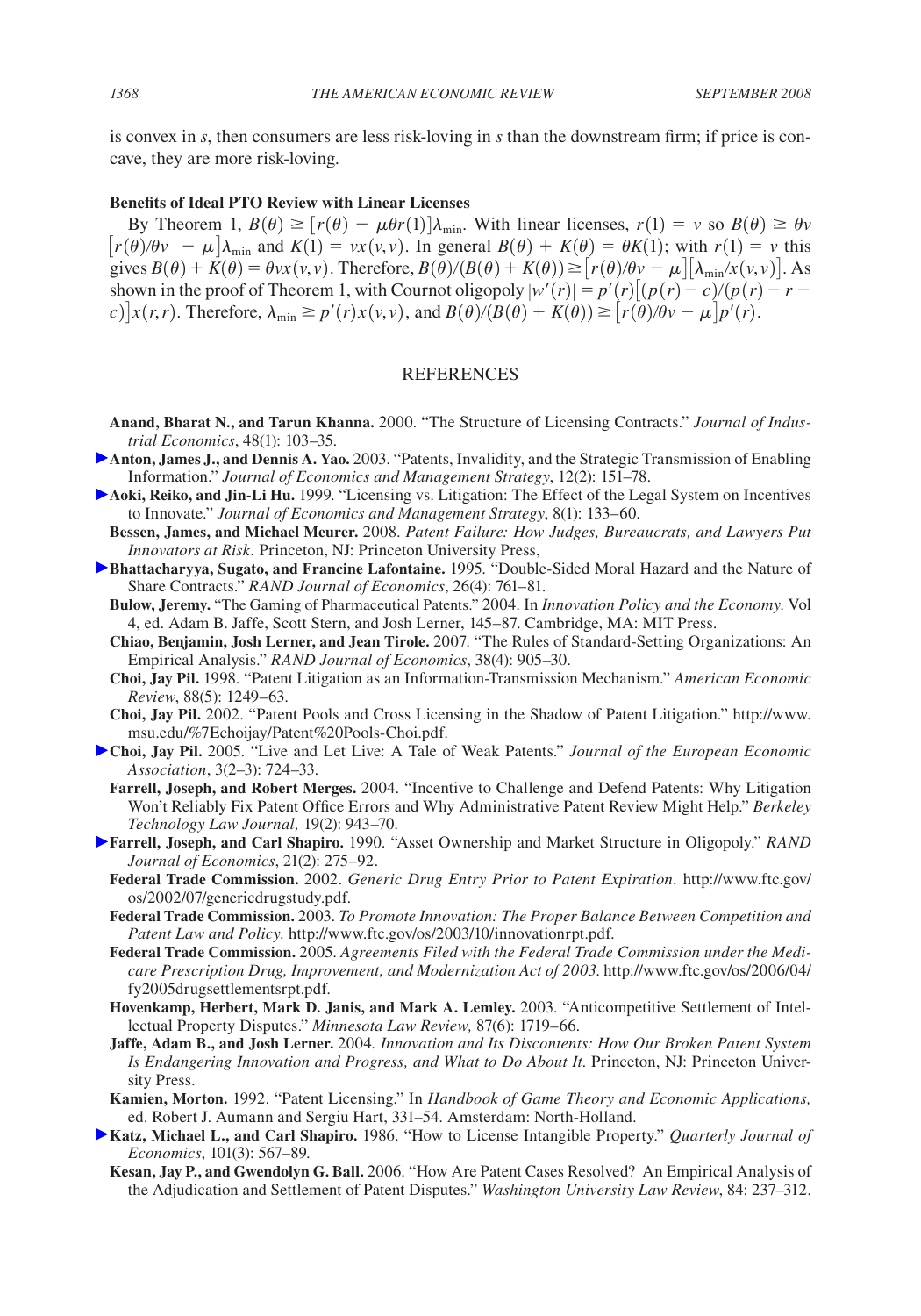is convex in *s*, then consumers are less risk-loving in *s* than the downstream firm; if price is concave, they are more risk-loving.

### Benefits of Ideal PTO Review with Linear Licenses

By Theorem 1, $B(\theta) \geq [r(\theta) - \mu\theta r(1)]\lambda_{\min}$. With linear licenses, $r(1) = v$ so $B(\theta) \geq \theta v [r(\theta)/\theta v - \mu]\lambda_{\min}$ and $K(1) = vx(v,v)$. In general $B(\theta) + K(\theta) = \theta K(1)$; with $r(1) = v$ this gives $B(\theta) + K(\theta) = \theta v x(v,v)$. Therefore, $B(\theta)/(B(\theta) + K(\theta)) \geq [r(\theta)/\theta v - \mu][\lambda_{\min}/x(v,v)]$. As shown in the proof of Theorem 1, with Cournot oligopoly $|w'(r)| = p'(r)[(p(r) - c)/(p(r) - r - c)]x(r,r)$. Therefore, $\lambda_{\min} \geq p'(r)x(v,v)$, and $B(\theta)/(B(\theta) + K(\theta)) \geq [r(\theta)/\theta v - \mu]p'(r)$.

## REFERENCES

**Anand, Bharat N., and Tarun Khanna.** 2000. "The Structure of Licensing Contracts." *Journal of Industrial Economics*, 48(1): 103–35.

**Anton, James J., and Dennis A. Yao.** 2003. "Patents, Invalidity, and the Strategic Transmission of Enabling Information." *Journal of Economics and Management Strategy*, 12(2): 151–78.

**Aoki, Reiko, and Jin-Li Hu.** 1999. "Licensing vs. Litigation: The Effect of the Legal System on Incentives to Innovate." *Journal of Economics and Management Strategy*, 8(1): 133–60.

**Bessen, James, and Michael Meurer.** 2008. *Patent Failure: How Judges, Bureaucrats, and Lawyers Put Innovators at Risk*. Princeton, NJ: Princeton University Press,

**Bhattacharyya, Sugato, and Francine Lafontaine.** 1995. "Double-Sided Moral Hazard and the Nature of Share Contracts." *RAND Journal of Economics*, 26(4): 761–81.

**Bulow, Jeremy.** "The Gaming of Pharmaceutical Patents." 2004. In *Innovation Policy and the Economy*. Vol 4, ed. Adam B. Jaffe, Scott Stern, and Josh Lerner, 145–87. Cambridge, MA: MIT Press.

**Chiao, Benjamin, Josh Lerner, and Jean Tirole.** 2007. "The Rules of Standard-Setting Organizations: An Empirical Analysis." *RAND Journal of Economics*, 38(4): 905–30.

**Choi, Jay Pil.** 1998. "Patent Litigation as an Information-Transmission Mechanism." *American Economic Review*, 88(5): 1249–63.

**Choi, Jay Pil.** 2002. "Patent Pools and Cross Licensing in the Shadow of Patent Litigation." http://www.msu.edu/%7Echoijay/Patent%20Pools-Choi.pdf.

**Choi, Jay Pil.** 2005. "Live and Let Live: A Tale of Weak Patents." *Journal of the European Economic Association*, 3(2–3): 724–33.

**Farrell, Joseph, and Robert Merges.** 2004. "Incentive to Challenge and Defend Patents: Why Litigation Won't Reliably Fix Patent Office Errors and Why Administrative Patent Review Might Help." *Berkeley Technology Law Journal,* 19(2): 943–70.

**Farrell, Joseph, and Carl Shapiro.** 1990. "Asset Ownership and Market Structure in Oligopoly." *RAND Journal of Economics*, 21(2): 275–92.

**Federal Trade Commission.** 2002. *Generic Drug Entry Prior to Patent Expiration*. http://www.ftc.gov/os/2002/07/genericdrugstudy.pdf.

**Federal Trade Commission.** 2003. *To Promote Innovation: The Proper Balance Between Competition and Patent Law and Policy.* http://www.ftc.gov/os/2003/10/innovationrpt.pdf.

**Federal Trade Commission.** 2005. *Agreements Filed with the Federal Trade Commission under the Medicare Prescription Drug, Improvement, and Modernization Act of 2003*. http://www.ftc.gov/os/2006/04/fy2005drugsettlementsrpt.pdf.

**Hovenkamp, Herbert, Mark D. Janis, and Mark A. Lemley.** 2003. "Anticompetitive Settlement of Intellectual Property Disputes." *Minnesota Law Review,* 87(6): 1719–66.

**Jaffe, Adam B., and Josh Lerner.** 2004. *Innovation and Its Discontents: How Our Broken Patent System Is Endangering Innovation and Progress, and What to Do About It*. Princeton, NJ: Princeton University Press.

**Kamien, Morton.** 1992. "Patent Licensing." In *Handbook of Game Theory and Economic Applications,* ed. Robert J. Aumann and Sergiu Hart, 331–54. Amsterdam: North-Holland.

**Katz, Michael L., and Carl Shapiro.** 1986. "How to License Intangible Property." *Quarterly Journal of Economics*, 101(3): 567–89.

**Kesan, Jay P., and Gwendolyn G. Ball.** 2006. "How Are Patent Cases Resolved? An Empirical Analysis of the Adjudication and Settlement of Patent Disputes." *Washington University Law Review*, 84: 237–312.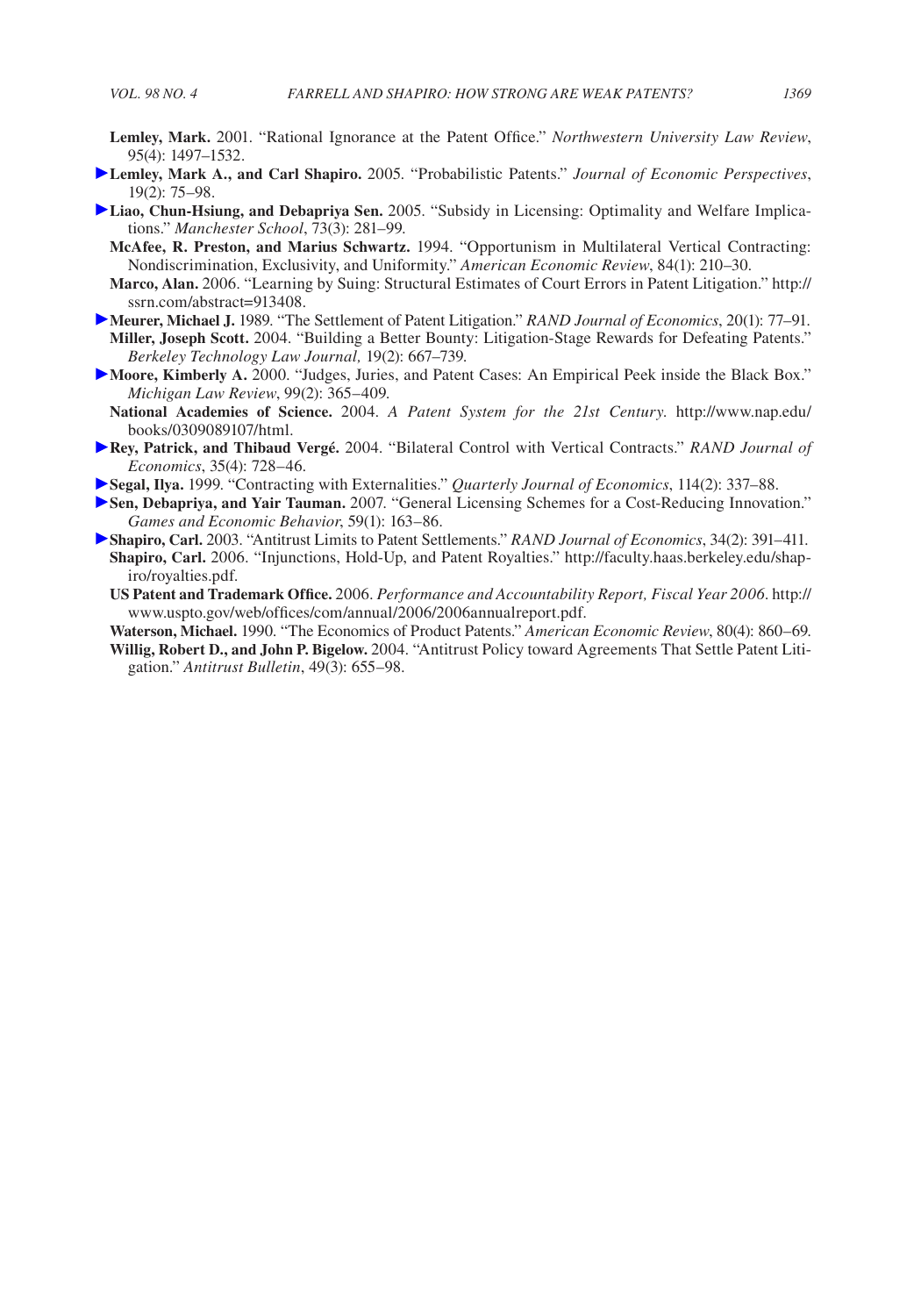**Lemley, Mark.** 2001. "Rational Ignorance at the Patent Office." *Northwestern University Law Review*, 95(4): 1497–1532.

**Lemley, Mark A., and Carl Shapiro.** 2005. "Probabilistic Patents." *Journal of Economic Perspectives*, 19(2): 75–98.

**Liao, Chun-Hsiung, and Debapriya Sen.** 2005. "Subsidy in Licensing: Optimality and Welfare Implications." *Manchester School*, 73(3): 281–99.

**McAfee, R. Preston, and Marius Schwartz.** 1994. "Opportunism in Multilateral Vertical Contracting: Nondiscrimination, Exclusivity, and Uniformity." *American Economic Review*, 84(1): 210–30.

**Marco, Alan.** 2006. "Learning by Suing: Structural Estimates of Court Errors in Patent Litigation." http://ssrn.com/abstract=913408.

**Meurer, Michael J.** 1989. "The Settlement of Patent Litigation." *RAND Journal of Economics*, 20(1): 77–91.

**Miller, Joseph Scott.** 2004. "Building a Better Bounty: Litigation-Stage Rewards for Defeating Patents." *Berkeley Technology Law Journal,* 19(2): 667–739.

**Moore, Kimberly A.** 2000. "Judges, Juries, and Patent Cases: An Empirical Peek inside the Black Box." *Michigan Law Review*, 99(2): 365–409.

**National Academies of Science.** 2004. *A Patent System for the 21st Century*. http://www.nap.edu/books/0309089107/html.

**Rey, Patrick, and Thibaud Vergé.** 2004. "Bilateral Control with Vertical Contracts." *RAND Journal of Economics*, 35(4): 728–46.

**Segal, Ilya.** 1999. "Contracting with Externalities." *Quarterly Journal of Economics*, 114(2): 337–88.

**Sen, Debapriya, and Yair Tauman.** 2007. "General Licensing Schemes for a Cost-Reducing Innovation." *Games and Economic Behavior*, 59(1): 163–86.

**Shapiro, Carl.** 2003. "Antitrust Limits to Patent Settlements." *RAND Journal of Economics*, 34(2): 391–411.

**Shapiro, Carl.** 2006. "Injunctions, Hold-Up, and Patent Royalties." http://faculty.haas.berkeley.edu/shapiro/royalties.pdf.

**US Patent and Trademark Office.** 2006. *Performance and Accountability Report, Fiscal Year 2006*. http://www.uspto.gov/web/offices/com/annual/2006/2006annualreport.pdf.

**Waterson, Michael.** 1990. "The Economics of Product Patents." *American Economic Review*, 80(4): 860–69.

**Willig, Robert D., and John P. Bigelow.** 2004. "Antitrust Policy toward Agreements That Settle Patent Litigation." *Antitrust Bulletin*, 49(3): 655–98.